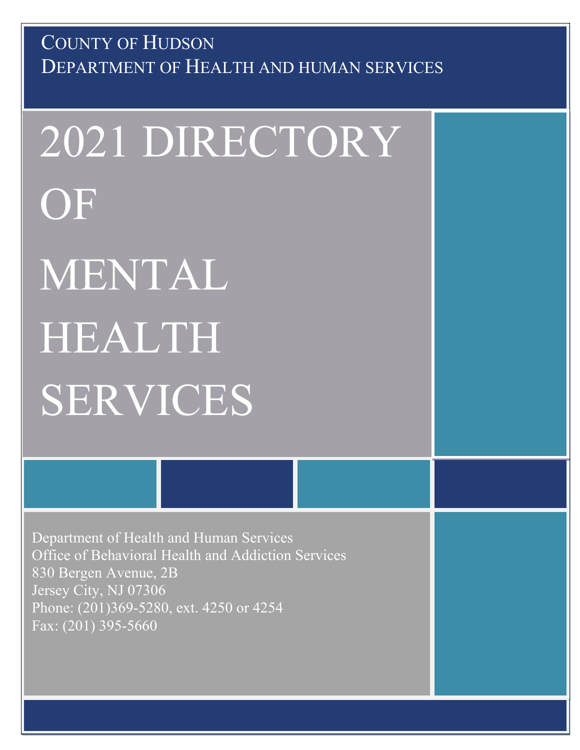County of Hudson
Department of Health and human services

# 2021 DIRECTORY OF MENTAL HEALTH SERVICES

Department of Health and Human Services
Office of Behavioral Health and Addiction Services
830 Bergen Avenue, 2B
Jersey City, NJ 07306
Phone: (201)369-5280, ext. 4250 or 4254
Fax: (201) 395-5660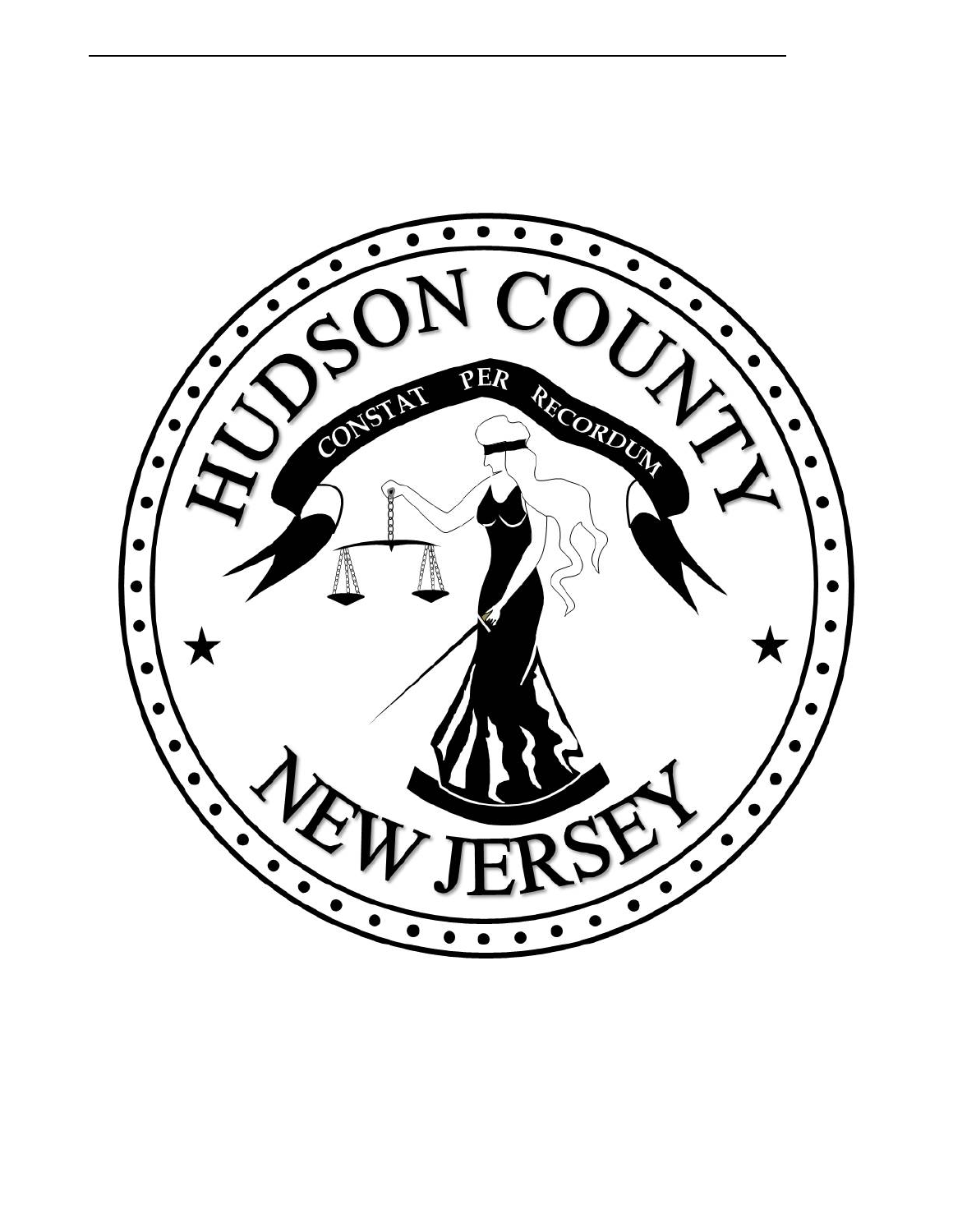HUDSON COUNTY

CONSTAT PER RECORDUM

NEW JERSEY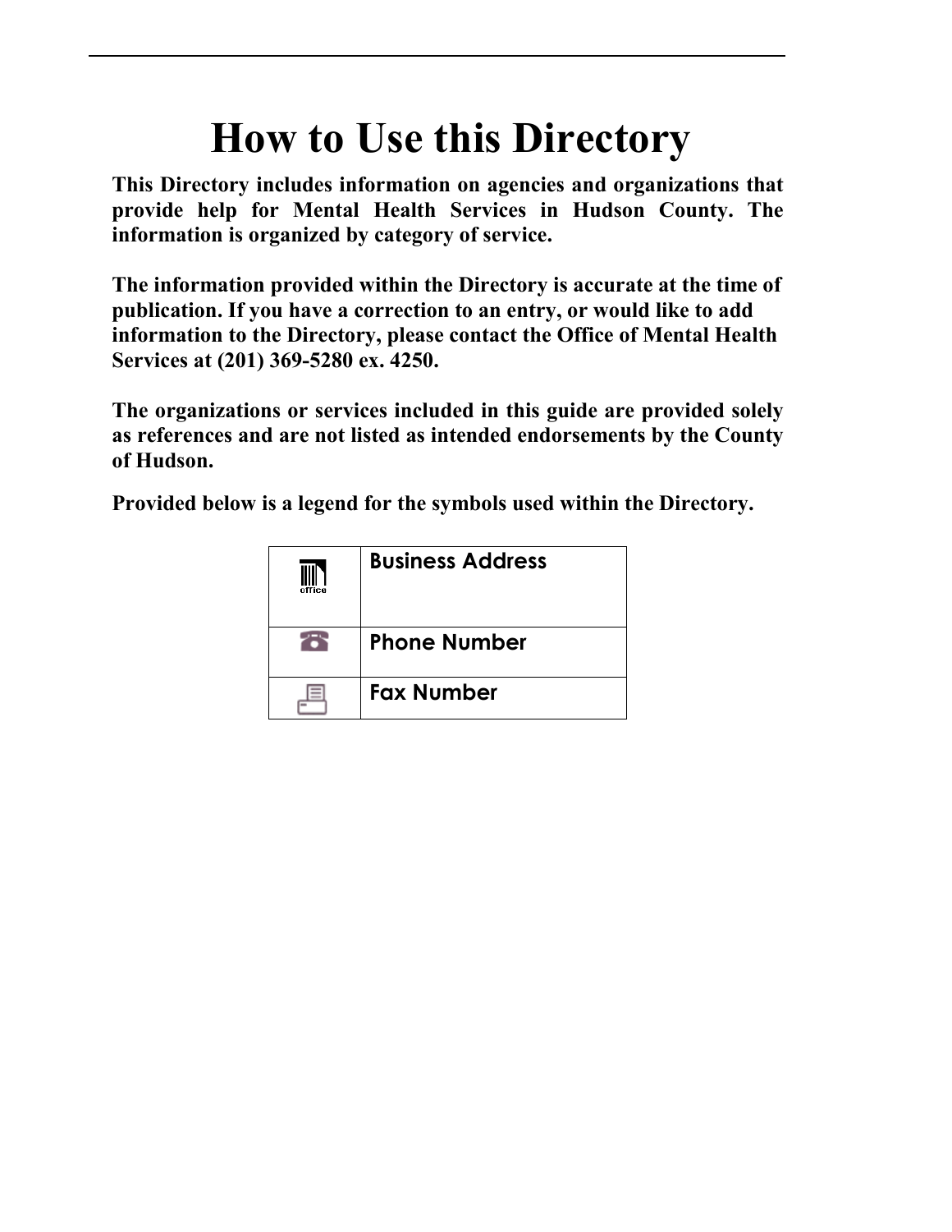# How to Use this Directory

**This Directory includes information on agencies and organizations that provide help for Mental Health Services in Hudson County. The information is organized by category of service.**

**The information provided within the Directory is accurate at the time of publication. If you have a correction to an entry, or would like to add information to the Directory, please contact the Office of Mental Health Services at (201) 369-5280 ex. 4250.**

**The organizations or services included in this guide are provided solely as references and are not listed as intended endorsements by the County of Hudson.**

**Provided below is a legend for the symbols used within the Directory.**

| Symbol | Meaning |
|---|---|
| office | **Business Address** |
| ☎ | **Phone Number** |
| | **Fax Number** |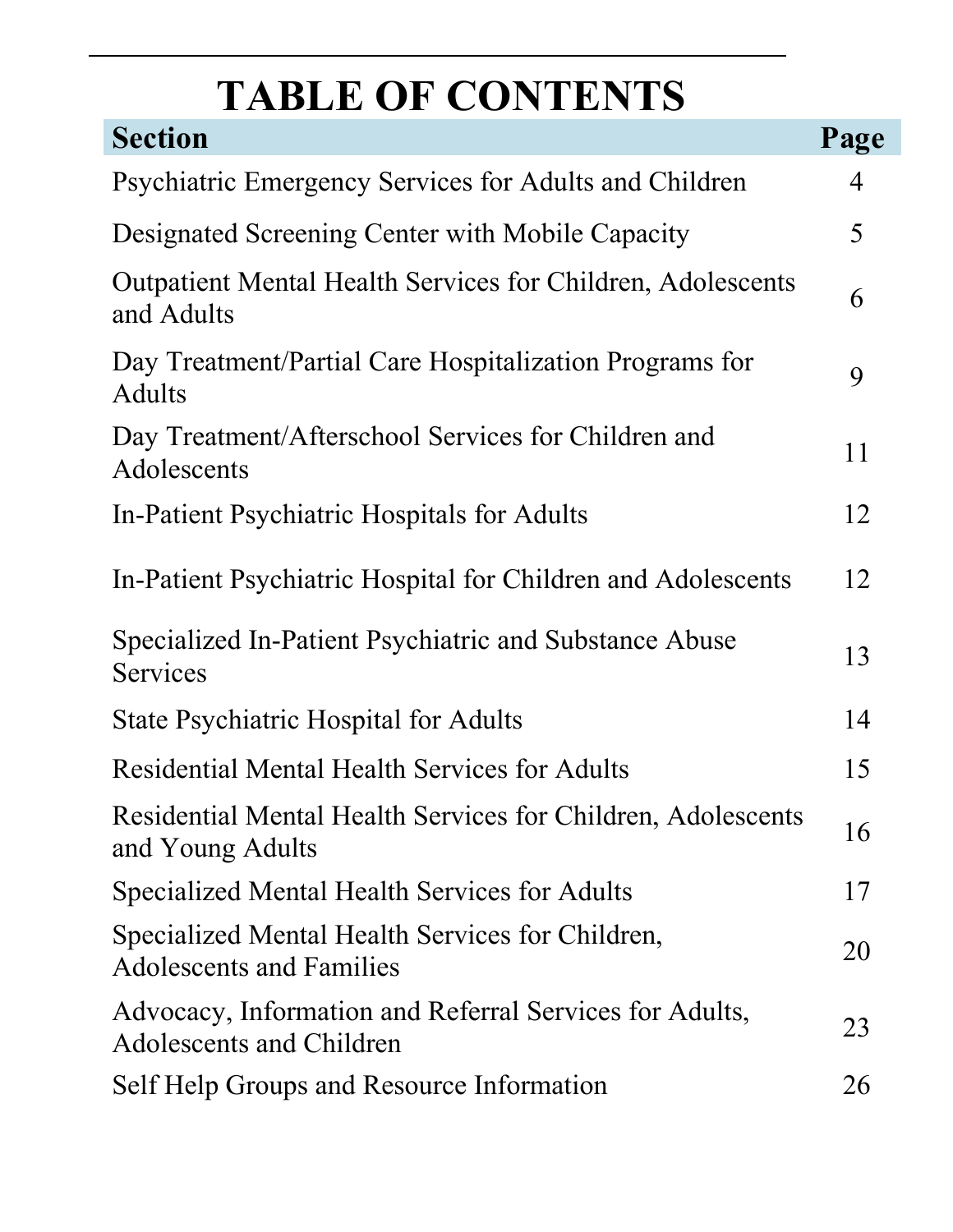# TABLE OF CONTENTS

| Section | Page |
|---|---|
| Psychiatric Emergency Services for Adults and Children | 4 |
| Designated Screening Center with Mobile Capacity | 5 |
| Outpatient Mental Health Services for Children, Adolescents and Adults | 6 |
| Day Treatment/Partial Care Hospitalization Programs for Adults | 9 |
| Day Treatment/Afterschool Services for Children and Adolescents | 11 |
| In-Patient Psychiatric Hospitals for Adults | 12 |
| In-Patient Psychiatric Hospital for Children and Adolescents | 12 |
| Specialized In-Patient Psychiatric and Substance Abuse Services | 13 |
| State Psychiatric Hospital for Adults | 14 |
| Residential Mental Health Services for Adults | 15 |
| Residential Mental Health Services for Children, Adolescents and Young Adults | 16 |
| Specialized Mental Health Services for Adults | 17 |
| Specialized Mental Health Services for Children, Adolescents and Families | 20 |
| Advocacy, Information and Referral Services for Adults, Adolescents and Children | 23 |
| Self Help Groups and Resource Information | 26 |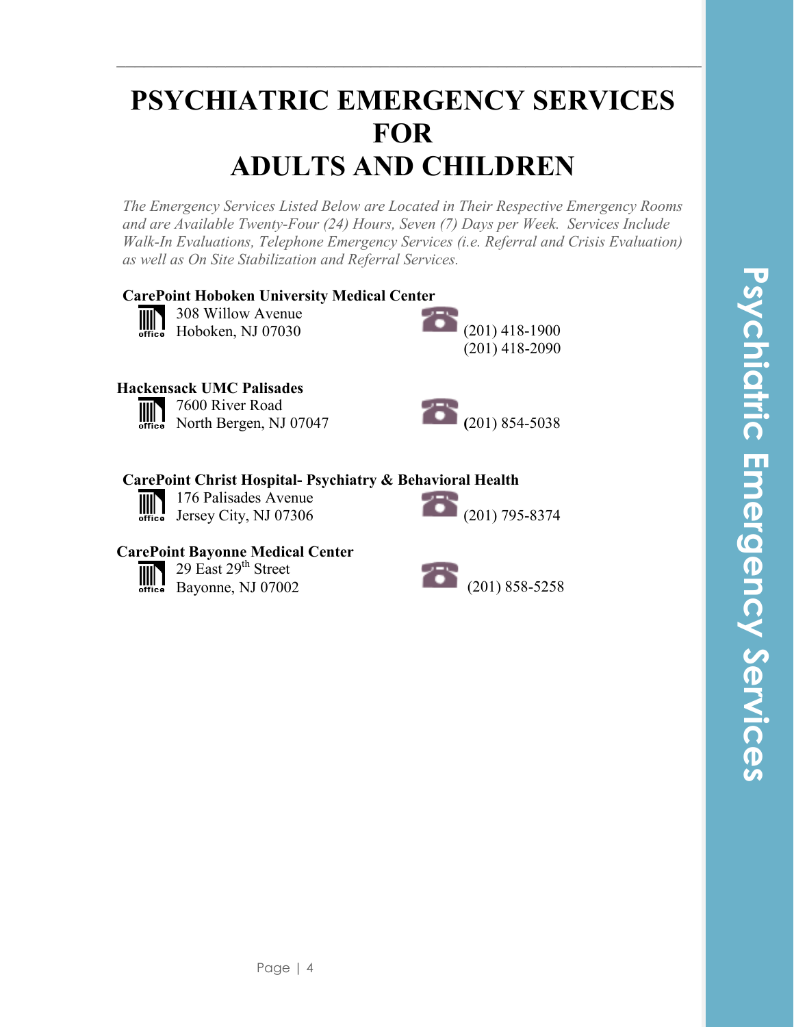# PSYCHIATRIC EMERGENCY SERVICES FOR ADULTS AND CHILDREN

*The Emergency Services Listed Below are Located in Their Respective Emergency Rooms and are Available Twenty-Four (24) Hours, Seven (7) Days per Week. Services Include Walk-In Evaluations, Telephone Emergency Services (i.e. Referral and Crisis Evaluation) as well as On Site Stabilization and Referral Services.*

**CarePoint Hoboken University Medical Center**
308 Willow Avenue
Hoboken, NJ 07030
(201) 418-1900
(201) 418-2090

**Hackensack UMC Palisades**
7600 River Road
North Bergen, NJ 07047
(201) 854-5038

**CarePoint Christ Hospital- Psychiatry & Behavioral Health**
176 Palisades Avenue
Jersey City, NJ 07306
(201) 795-8374

**CarePoint Bayonne Medical Center**
29 East 29th Street
Bayonne, NJ 07002
(201) 858-5258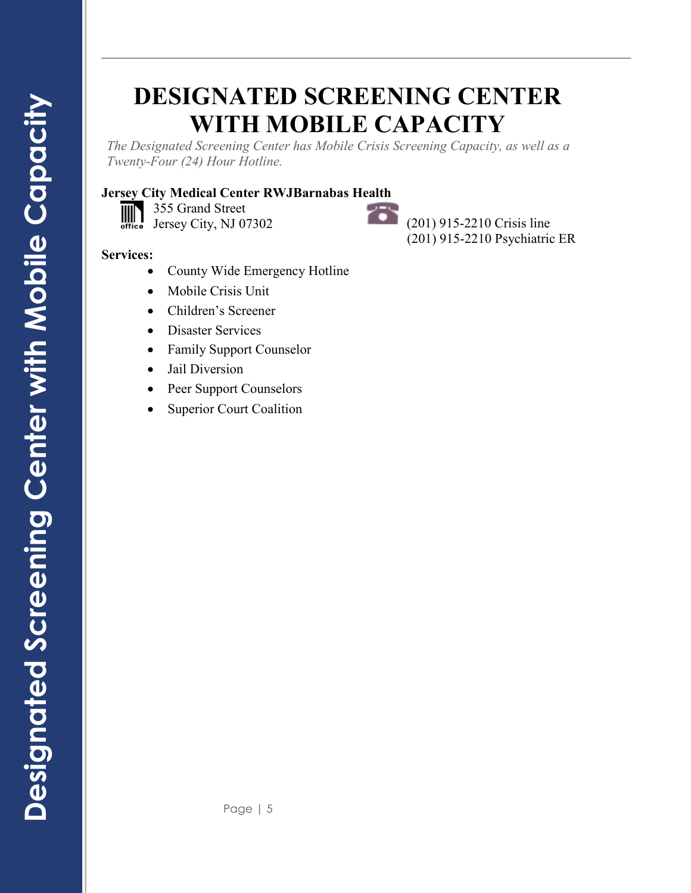# DESIGNATED SCREENING CENTER WITH MOBILE CAPACITY

*The Designated Screening Center has Mobile Crisis Screening Capacity, as well as a Twenty-Four (24) Hour Hotline.*

**Jersey City Medical Center RWJBarnabas Health**

355 Grand Street
Jersey City, NJ 07302

(201) 915-2210 Crisis line
(201) 915-2210 Psychiatric ER

**Services:**

- County Wide Emergency Hotline
- Mobile Crisis Unit
- Children's Screener
- Disaster Services
- Family Support Counselor
- Jail Diversion
- Peer Support Counselors
- Superior Court Coalition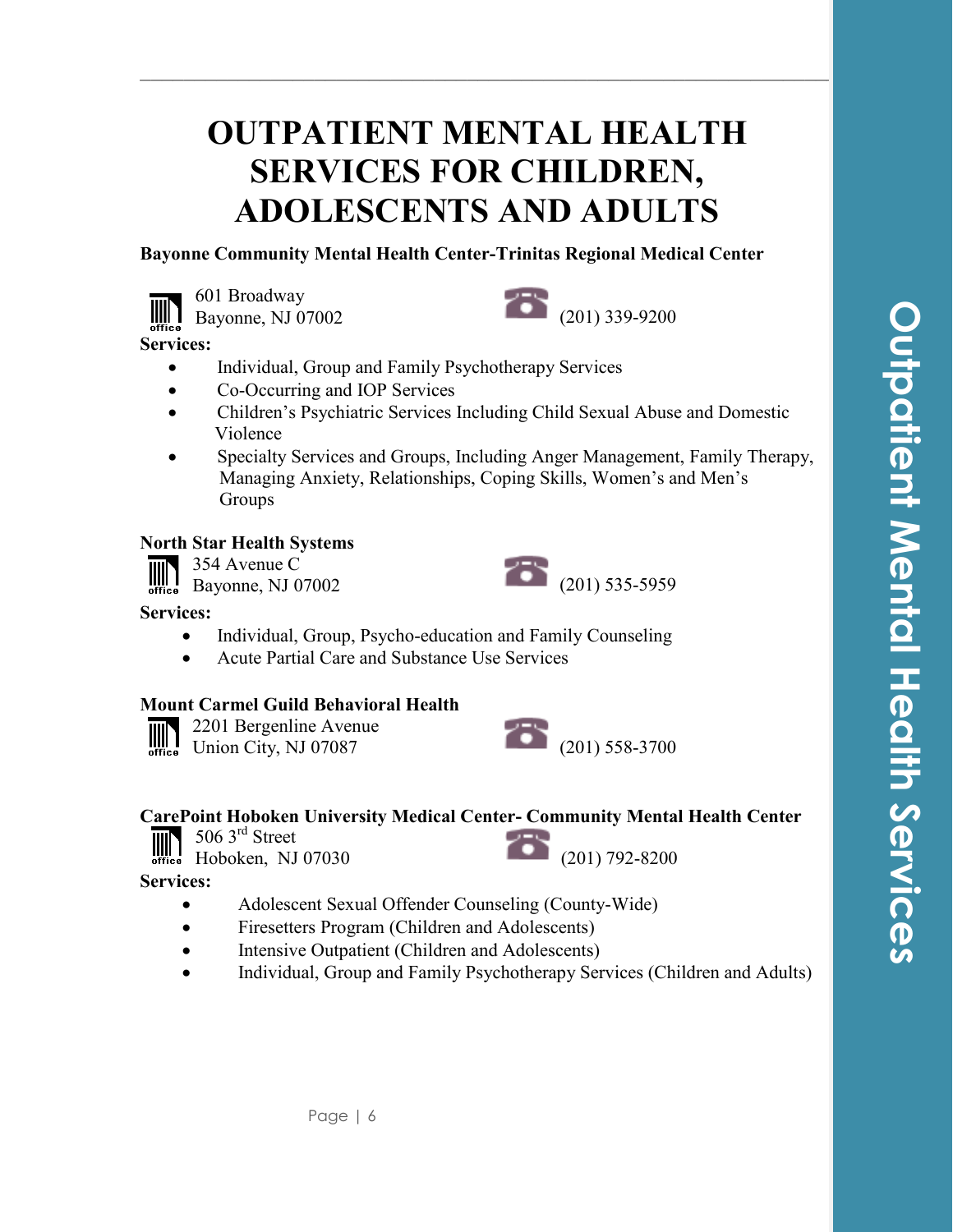# OUTPATIENT MENTAL HEALTH SERVICES FOR CHILDREN, ADOLESCENTS AND ADULTS

**Bayonne Community Mental Health Center-Trinitas Regional Medical Center**

601 Broadway
Bayonne, NJ 07002

(201) 339-9200

**Services:**

- Individual, Group and Family Psychotherapy Services
- Co-Occurring and IOP Services
- Children's Psychiatric Services Including Child Sexual Abuse and Domestic Violence
- Specialty Services and Groups, Including Anger Management, Family Therapy, Managing Anxiety, Relationships, Coping Skills, Women's and Men's Groups

**North Star Health Systems**

354 Avenue C
Bayonne, NJ 07002

(201) 535-5959

**Services:**

- Individual, Group, Psycho-education and Family Counseling
- Acute Partial Care and Substance Use Services

**Mount Carmel Guild Behavioral Health**

2201 Bergenline Avenue
Union City, NJ 07087

(201) 558-3700

**CarePoint Hoboken University Medical Center- Community Mental Health Center**

506 3rd Street
Hoboken, NJ 07030

(201) 792-8200

**Services:**

- Adolescent Sexual Offender Counseling (County-Wide)
- Firesetters Program (Children and Adolescents)
- Intensive Outpatient (Children and Adolescents)
- Individual, Group and Family Psychotherapy Services (Children and Adults)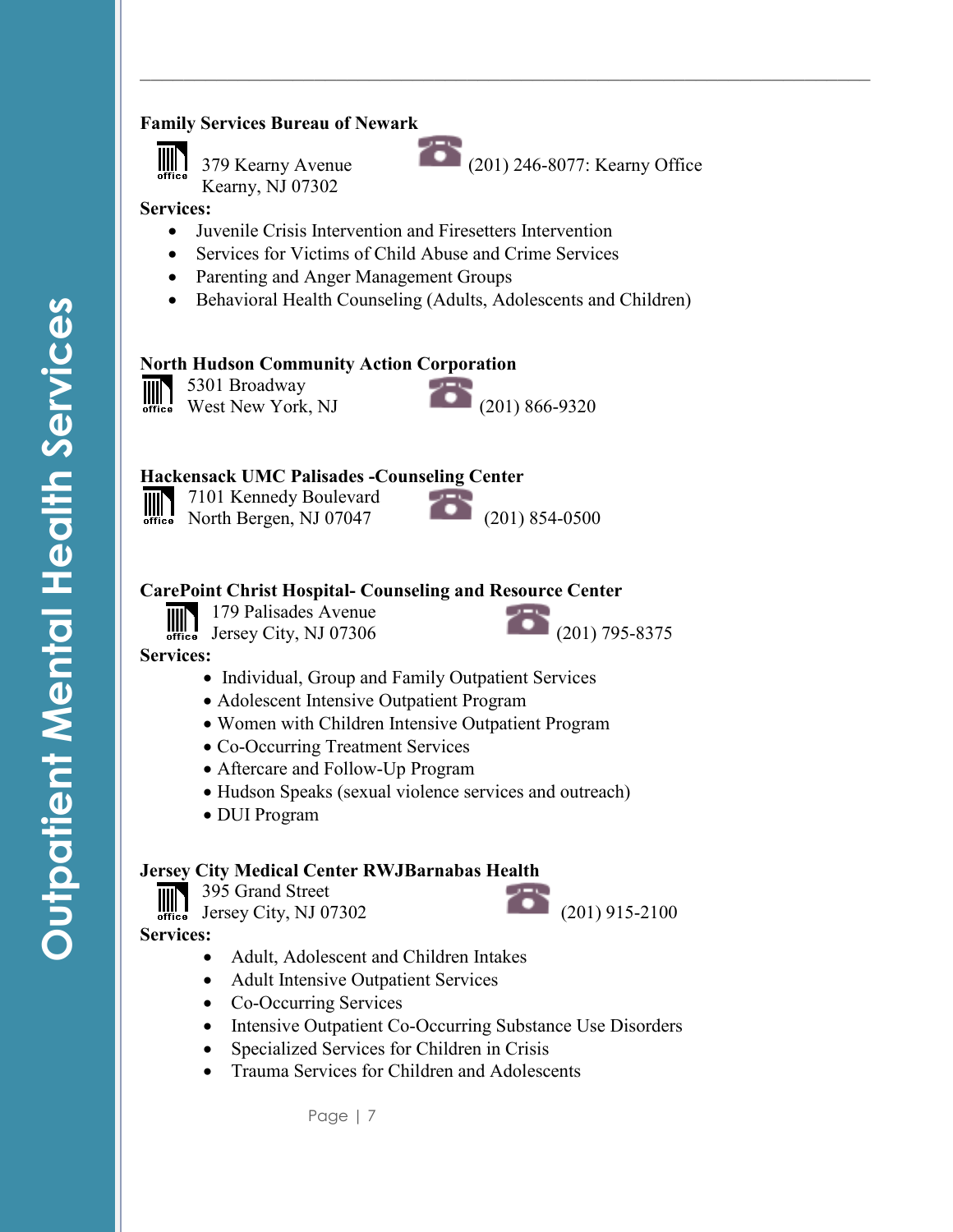### Family Services Bureau of Newark

379 Kearny Avenue
Kearny, NJ 07302

(201) 246-8077: Kearny Office

**Services:**

- Juvenile Crisis Intervention and Firesetters Intervention
- Services for Victims of Child Abuse and Crime Services
- Parenting and Anger Management Groups
- Behavioral Health Counseling (Adults, Adolescents and Children)

### North Hudson Community Action Corporation

5301 Broadway
West New York, NJ

(201) 866-9320

### Hackensack UMC Palisades -Counseling Center

7101 Kennedy Boulevard
North Bergen, NJ 07047

(201) 854-0500

### CarePoint Christ Hospital- Counseling and Resource Center

179 Palisades Avenue
Jersey City, NJ 07306

(201) 795-8375

**Services:**

- Individual, Group and Family Outpatient Services
- Adolescent Intensive Outpatient Program
- Women with Children Intensive Outpatient Program
- Co-Occurring Treatment Services
- Aftercare and Follow-Up Program
- Hudson Speaks (sexual violence services and outreach)
- DUI Program

### Jersey City Medical Center RWJBarnabas Health

395 Grand Street
Jersey City, NJ 07302

(201) 915-2100

**Services:**

- Adult, Adolescent and Children Intakes
- Adult Intensive Outpatient Services
- Co-Occurring Services
- Intensive Outpatient Co-Occurring Substance Use Disorders
- Specialized Services for Children in Crisis
- Trauma Services for Children and Adolescents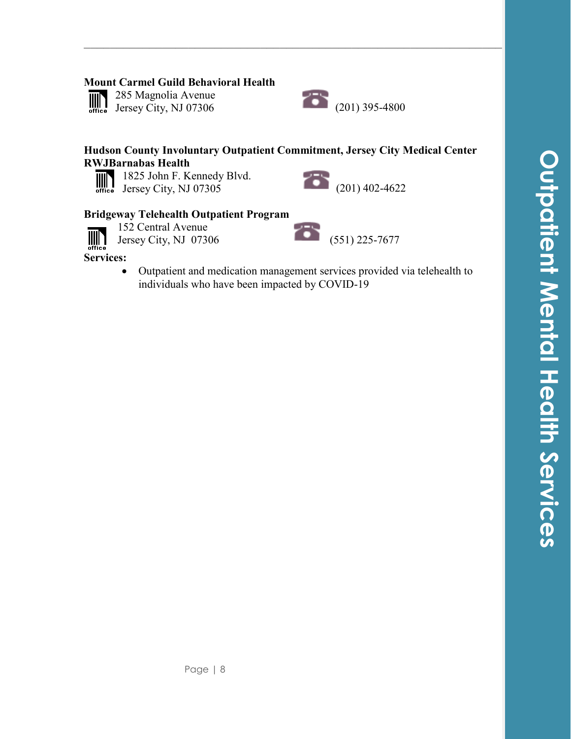**Mount Carmel Guild Behavioral Health**

285 Magnolia Avenue
Jersey City, NJ 07306

(201) 395-4800

**Hudson County Involuntary Outpatient Commitment, Jersey City Medical Center RWJBarnabas Health**

1825 John F. Kennedy Blvd.
Jersey City, NJ 07305

(201) 402-4622

**Bridgeway Telehealth Outpatient Program**

152 Central Avenue
Jersey City, NJ 07306

(551) 225-7677

**Services:**

- Outpatient and medication management services provided via telehealth to individuals who have been impacted by COVID-19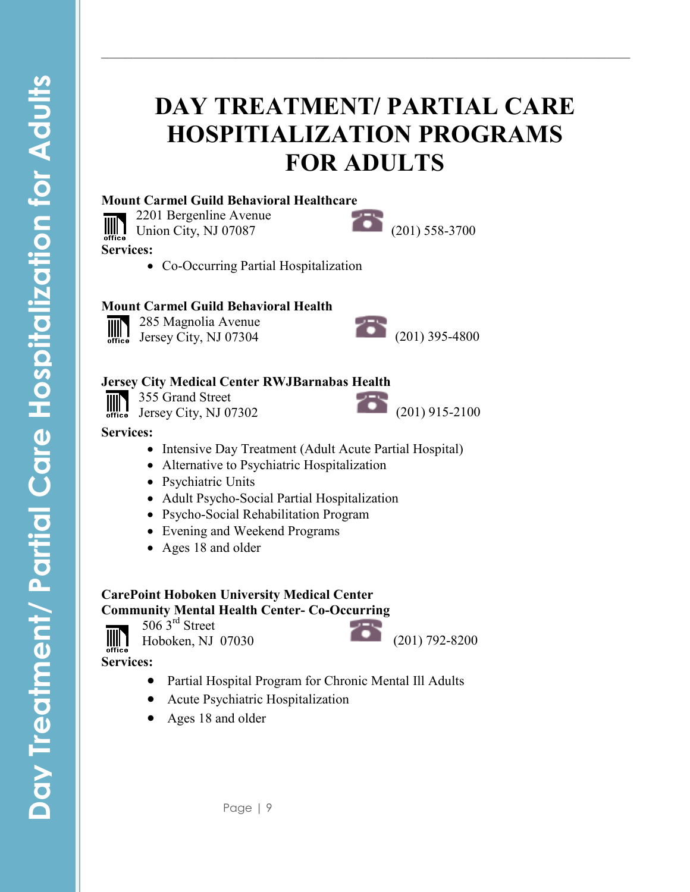# DAY TREATMENT/ PARTIAL CARE HOSPITIALIZATION PROGRAMS FOR ADULTS

**Mount Carmel Guild Behavioral Healthcare**

2201 Bergenline Avenue
Union City, NJ 07087
(201) 558-3700

**Services:**

- Co-Occurring Partial Hospitalization

**Mount Carmel Guild Behavioral Health**

285 Magnolia Avenue
Jersey City, NJ 07304
(201) 395-4800

**Jersey City Medical Center RWJBarnabas Health**

355 Grand Street
Jersey City, NJ 07302
(201) 915-2100

**Services:**

- Intensive Day Treatment (Adult Acute Partial Hospital)
- Alternative to Psychiatric Hospitalization
- Psychiatric Units
- Adult Psycho-Social Partial Hospitalization
- Psycho-Social Rehabilitation Program
- Evening and Weekend Programs
- Ages 18 and older

**CarePoint Hoboken University Medical Center**
**Community Mental Health Center- Co-Occurring**

506 3rd Street
Hoboken, NJ 07030
(201) 792-8200

**Services:**

- Partial Hospital Program for Chronic Mental Ill Adults
- Acute Psychiatric Hospitalization
- Ages 18 and older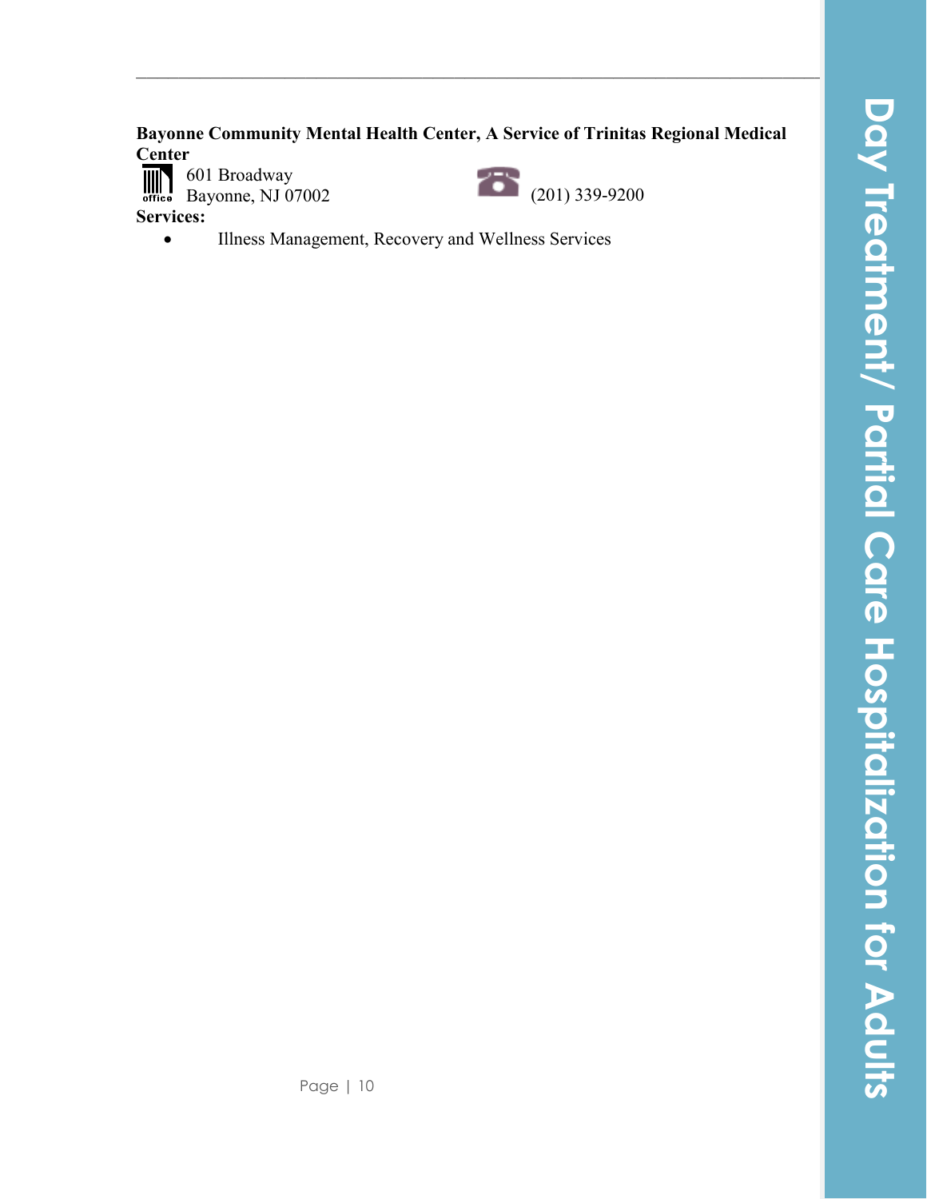**Bayonne Community Mental Health Center, A Service of Trinitas Regional Medical Center**

601 Broadway
Bayonne, NJ 07002

(201) 339-9200

**Services:**

- Illness Management, Recovery and Wellness Services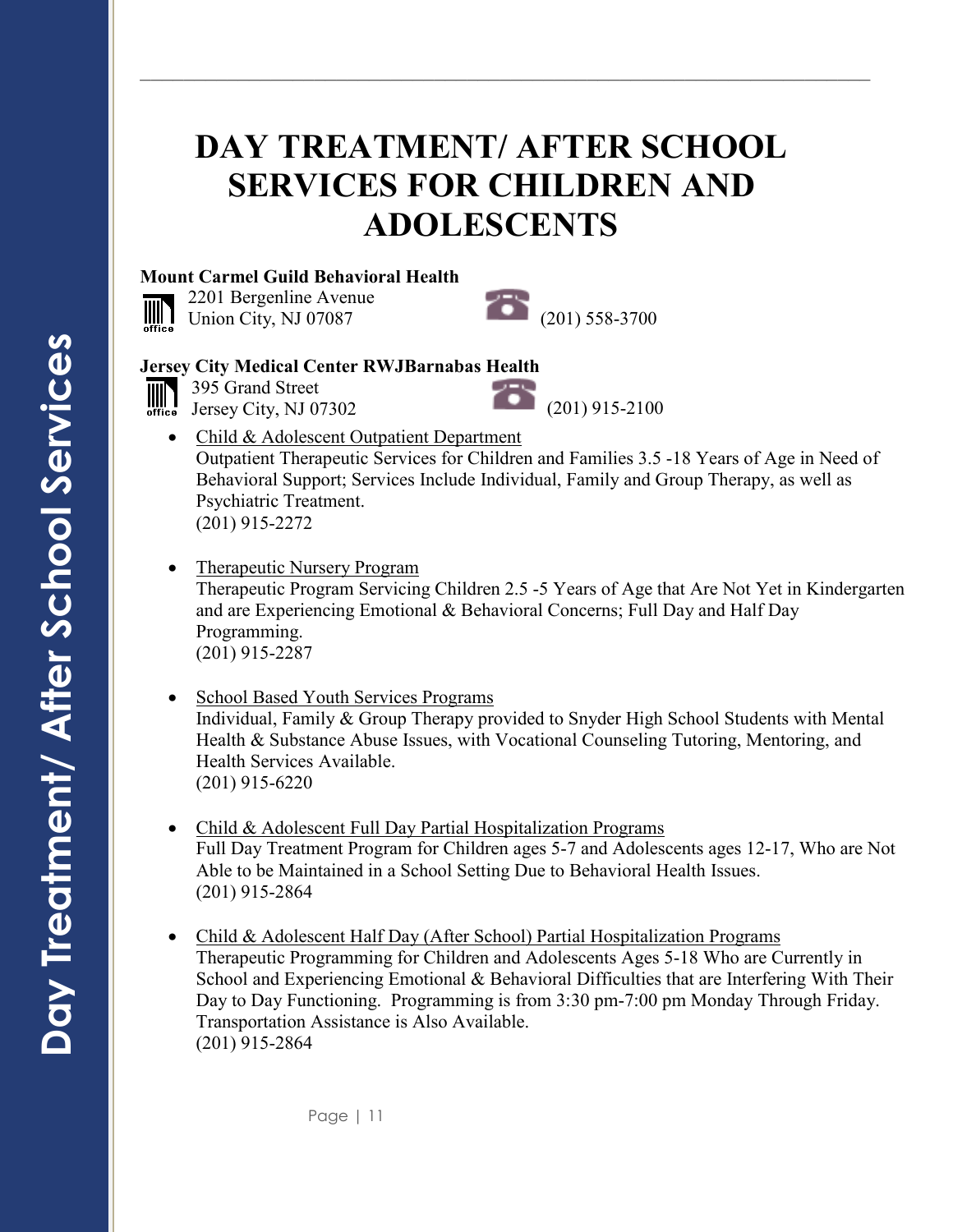# DAY TREATMENT/ AFTER SCHOOL SERVICES FOR CHILDREN AND ADOLESCENTS

**Mount Carmel Guild Behavioral Health**

2201 Bergenline Avenue
Union City, NJ 07087 (201) 558-3700

**Jersey City Medical Center RWJBarnabas Health**

395 Grand Street
Jersey City, NJ 07302 (201) 915-2100

- Child & Adolescent Outpatient Department
  Outpatient Therapeutic Services for Children and Families 3.5 -18 Years of Age in Need of Behavioral Support; Services Include Individual, Family and Group Therapy, as well as Psychiatric Treatment.
  (201) 915-2272

- Therapeutic Nursery Program
  Therapeutic Program Servicing Children 2.5 -5 Years of Age that Are Not Yet in Kindergarten and are Experiencing Emotional & Behavioral Concerns; Full Day and Half Day Programming.
  (201) 915-2287

- School Based Youth Services Programs
  Individual, Family & Group Therapy provided to Snyder High School Students with Mental Health & Substance Abuse Issues, with Vocational Counseling Tutoring, Mentoring, and Health Services Available.
  (201) 915-6220

- Child & Adolescent Full Day Partial Hospitalization Programs
  Full Day Treatment Program for Children ages 5-7 and Adolescents ages 12-17, Who are Not Able to be Maintained in a School Setting Due to Behavioral Health Issues.
  (201) 915-2864

- Child & Adolescent Half Day (After School) Partial Hospitalization Programs
  Therapeutic Programming for Children and Adolescents Ages 5-18 Who are Currently in School and Experiencing Emotional & Behavioral Difficulties that are Interfering With Their Day to Day Functioning. Programming is from 3:30 pm-7:00 pm Monday Through Friday. Transportation Assistance is Also Available.
  (201) 915-2864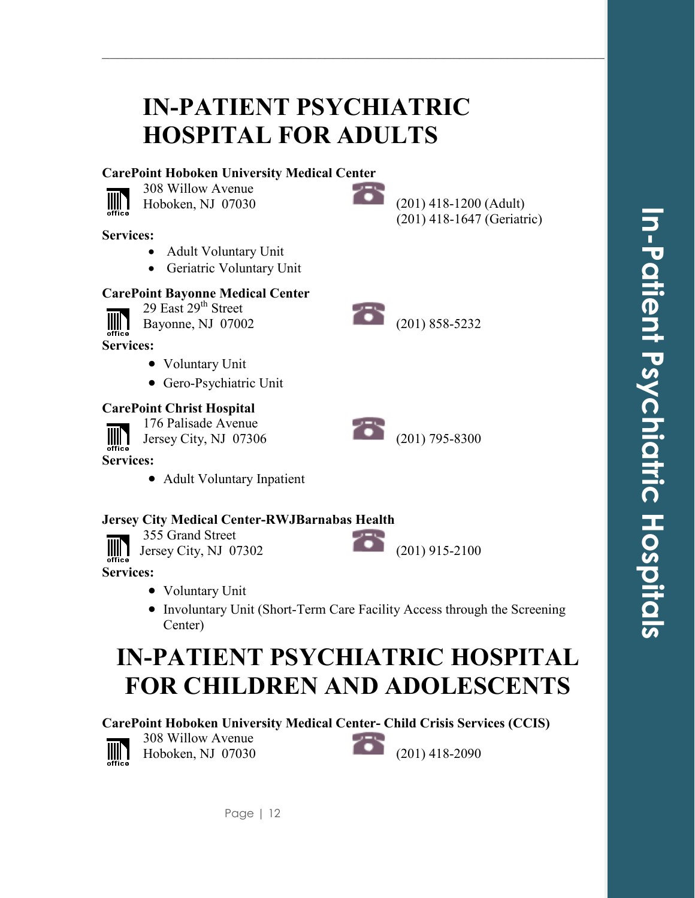# IN-PATIENT PSYCHIATRIC HOSPITAL FOR ADULTS

**CarePoint Hoboken University Medical Center**

308 Willow Avenue
Hoboken, NJ 07030

(201) 418-1200 (Adult)
(201) 418-1647 (Geriatric)

**Services:**

- Adult Voluntary Unit
- Geriatric Voluntary Unit

**CarePoint Bayonne Medical Center**

29 East 29th Street
Bayonne, NJ 07002

(201) 858-5232

**Services:**

- Voluntary Unit
- Gero-Psychiatric Unit

**CarePoint Christ Hospital**

176 Palisade Avenue
Jersey City, NJ 07306

(201) 795-8300

**Services:**

- Adult Voluntary Inpatient

**Jersey City Medical Center-RWJBarnabas Health**

355 Grand Street
Jersey City, NJ 07302

(201) 915-2100

**Services:**

- Voluntary Unit
- Involuntary Unit (Short-Term Care Facility Access through the Screening Center)

# IN-PATIENT PSYCHIATRIC HOSPITAL FOR CHILDREN AND ADOLESCENTS

**CarePoint Hoboken University Medical Center- Child Crisis Services (CCIS)**

308 Willow Avenue
Hoboken, NJ 07030

(201) 418-2090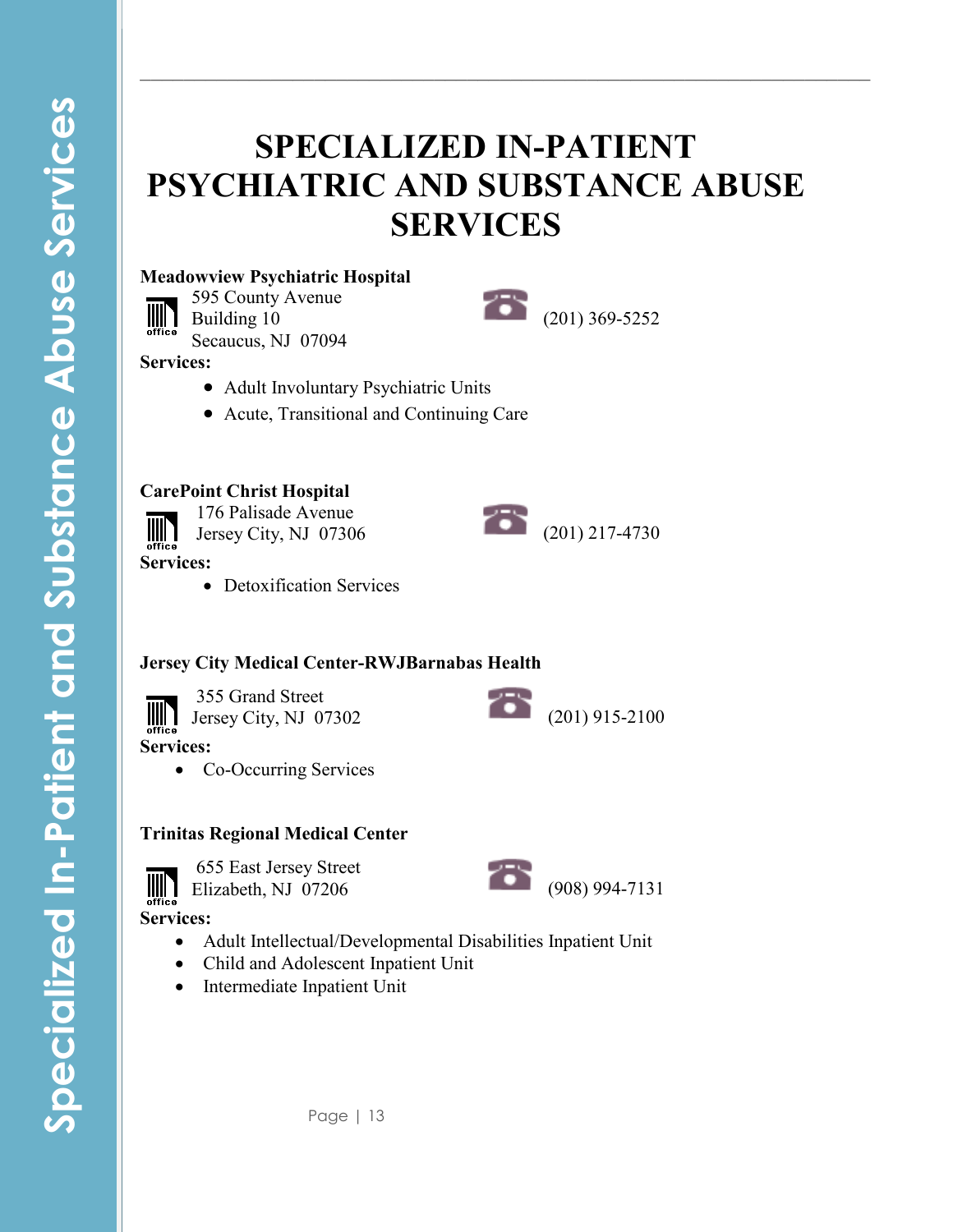# SPECIALIZED IN-PATIENT PSYCHIATRIC AND SUBSTANCE ABUSE SERVICES

**Meadowview Psychiatric Hospital**

595 County Avenue
Building 10
Secaucus, NJ 07094

(201) 369-5252

**Services:**

- Adult Involuntary Psychiatric Units
- Acute, Transitional and Continuing Care

**CarePoint Christ Hospital**

176 Palisade Avenue
Jersey City, NJ 07306

(201) 217-4730

**Services:**

- Detoxification Services

**Jersey City Medical Center-RWJBarnabas Health**

355 Grand Street
Jersey City, NJ 07302

(201) 915-2100

**Services:**

- Co-Occurring Services

**Trinitas Regional Medical Center**

655 East Jersey Street
Elizabeth, NJ 07206

(908) 994-7131

**Services:**

- Adult Intellectual/Developmental Disabilities Inpatient Unit
- Child and Adolescent Inpatient Unit
- Intermediate Inpatient Unit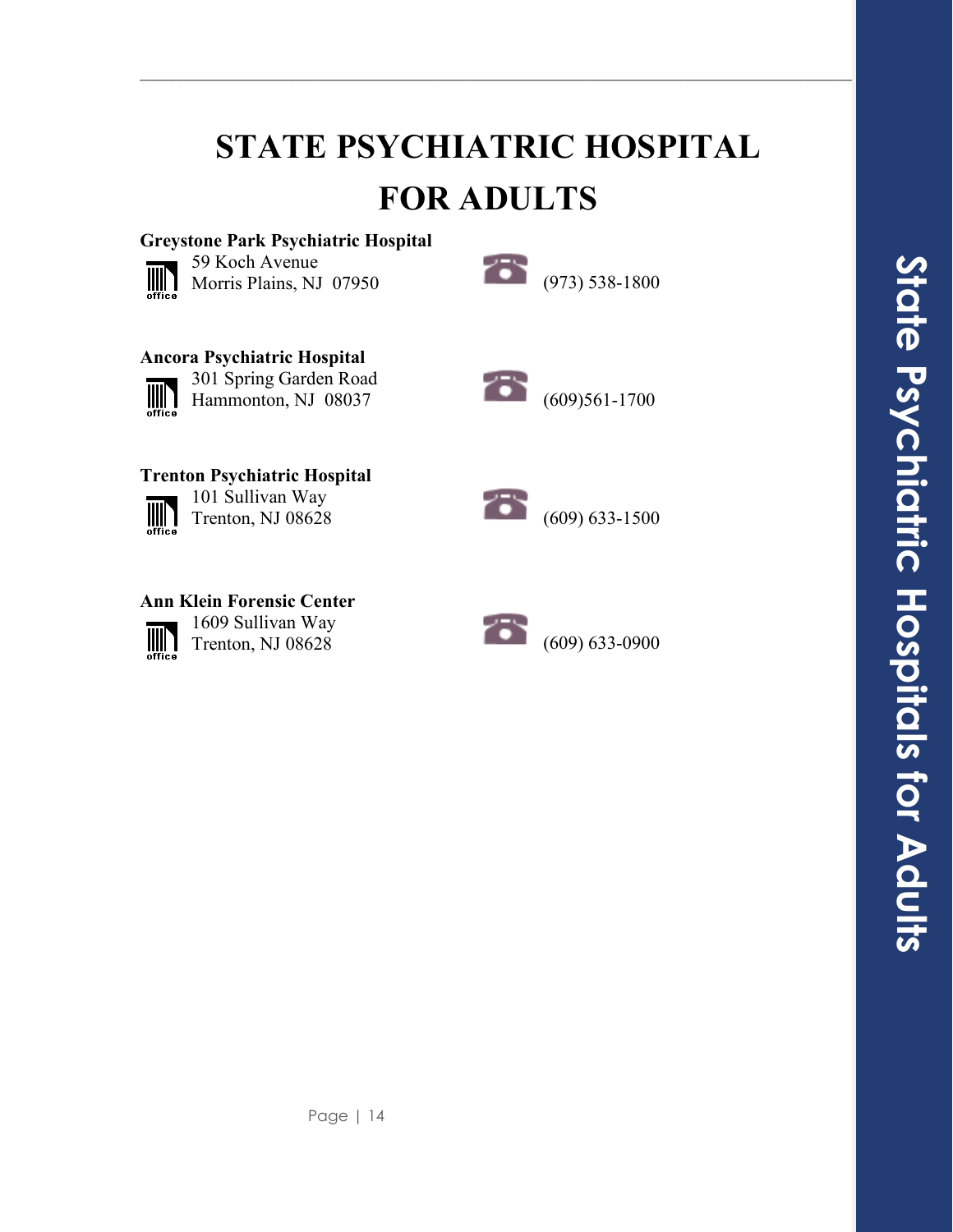# STATE PSYCHIATRIC HOSPITAL FOR ADULTS

**Greystone Park Psychiatric Hospital**
59 Koch Avenue
Morris Plains, NJ 07950
(973) 538-1800

**Ancora Psychiatric Hospital**
301 Spring Garden Road
Hammonton, NJ 08037
(609)561-1700

**Trenton Psychiatric Hospital**
101 Sullivan Way
Trenton, NJ 08628
(609) 633-1500

**Ann Klein Forensic Center**
1609 Sullivan Way
Trenton, NJ 08628
(609) 633-0900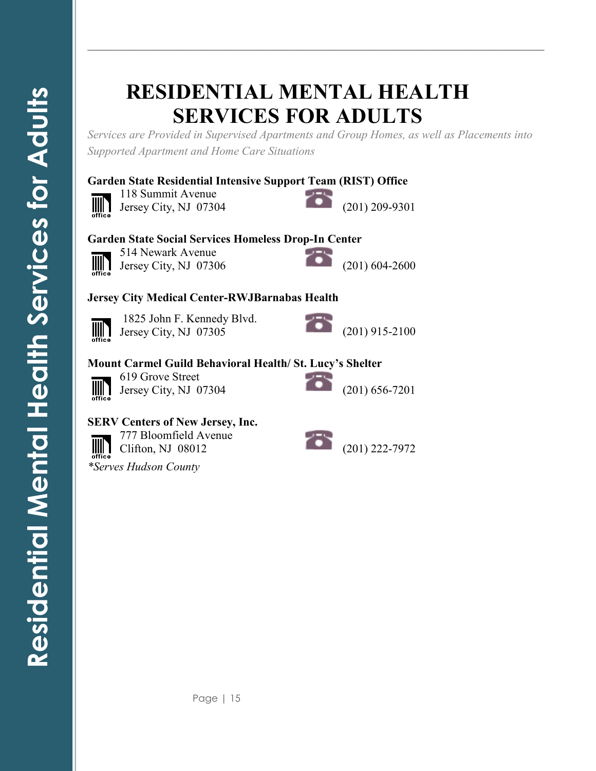# RESIDENTIAL MENTAL HEALTH SERVICES FOR ADULTS

*Services are Provided in Supervised Apartments and Group Homes, as well as Placements into Supported Apartment and Home Care Situations*

**Garden State Residential Intensive Support Team (RIST) Office**
118 Summit Avenue
Jersey City, NJ 07304
(201) 209-9301

**Garden State Social Services Homeless Drop-In Center**
514 Newark Avenue
Jersey City, NJ 07306
(201) 604-2600

**Jersey City Medical Center-RWJBarnabas Health**
1825 John F. Kennedy Blvd.
Jersey City, NJ 07305
(201) 915-2100

**Mount Carmel Guild Behavioral Health/ St. Lucy's Shelter**
619 Grove Street
Jersey City, NJ 07304
(201) 656-7201

**SERV Centers of New Jersey, Inc.**
777 Bloomfield Avenue
Clifton, NJ 08012
(201) 222-7972
*\*Serves Hudson County*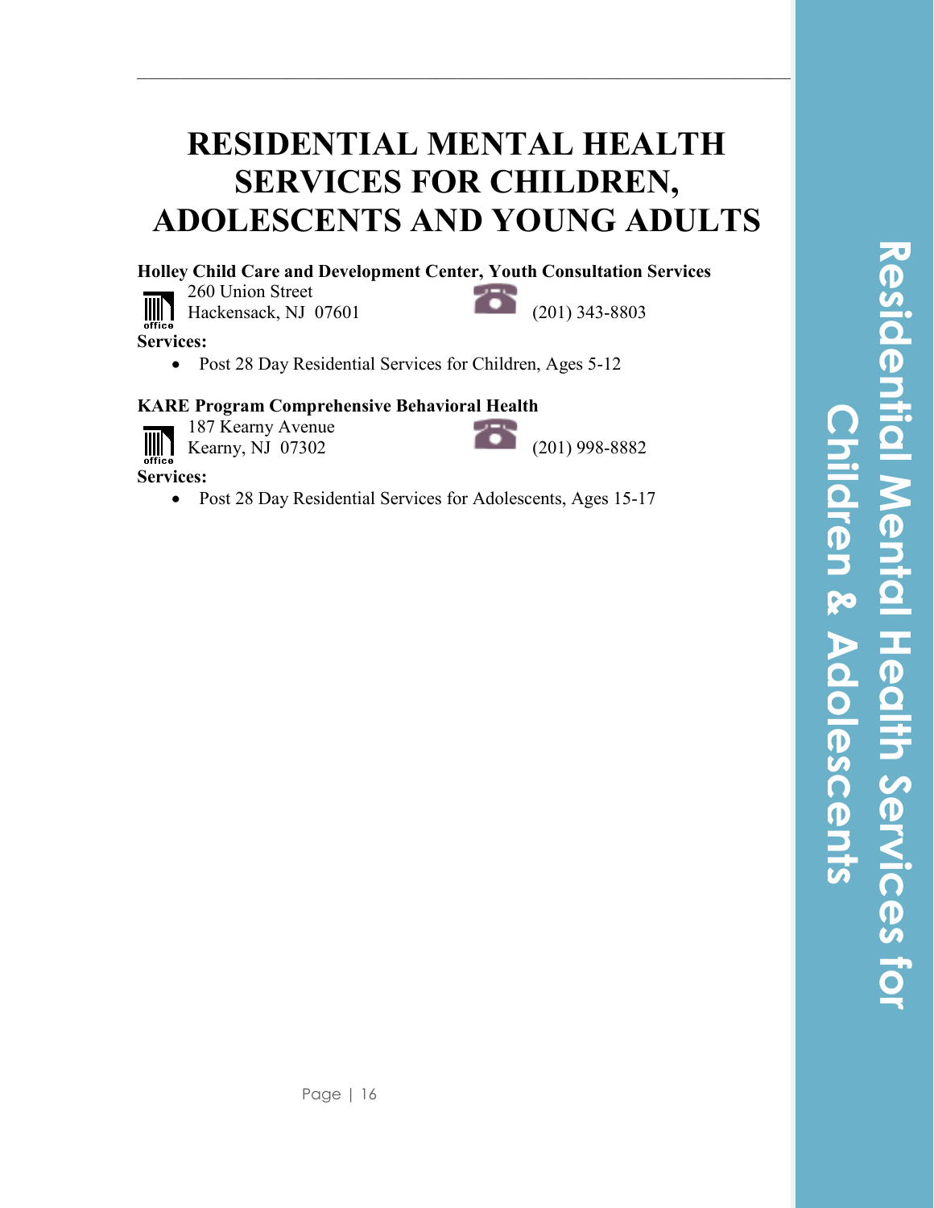# RESIDENTIAL MENTAL HEALTH SERVICES FOR CHILDREN, ADOLESCENTS AND YOUNG ADULTS

**Holley Child Care and Development Center, Youth Consultation Services**

260 Union Street
Hackensack, NJ 07601 (201) 343-8803

**Services:**

- Post 28 Day Residential Services for Children, Ages 5-12

**KARE Program Comprehensive Behavioral Health**

187 Kearny Avenue
Kearny, NJ 07302 (201) 998-8882

**Services:**

- Post 28 Day Residential Services for Adolescents, Ages 15-17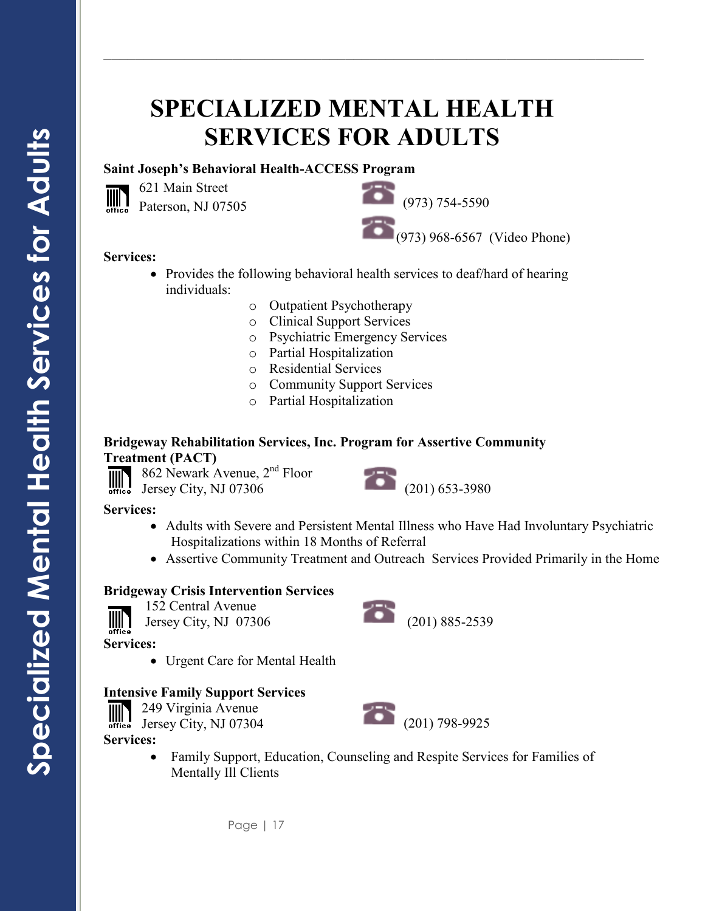# SPECIALIZED MENTAL HEALTH SERVICES FOR ADULTS

**Saint Joseph's Behavioral Health-ACCESS Program**

621 Main Street
Paterson, NJ 07505

(973) 754-5590

(973) 968-6567 (Video Phone)

**Services:**

- Provides the following behavioral health services to deaf/hard of hearing individuals:
  - Outpatient Psychotherapy
  - Clinical Support Services
  - Psychiatric Emergency Services
  - Partial Hospitalization
  - Residential Services
  - Community Support Services
  - Partial Hospitalization

**Bridgeway Rehabilitation Services, Inc. Program for Assertive Community Treatment (PACT)**

862 Newark Avenue, 2nd Floor
Jersey City, NJ 07306

(201) 653-3980

**Services:**

- Adults with Severe and Persistent Mental Illness who Have Had Involuntary Psychiatric Hospitalizations within 18 Months of Referral
- Assertive Community Treatment and Outreach Services Provided Primarily in the Home

**Bridgeway Crisis Intervention Services**

152 Central Avenue
Jersey City, NJ 07306

(201) 885-2539

**Services:**

- Urgent Care for Mental Health

**Intensive Family Support Services**

249 Virginia Avenue
Jersey City, NJ 07304

(201) 798-9925

**Services:**

- Family Support, Education, Counseling and Respite Services for Families of Mentally Ill Clients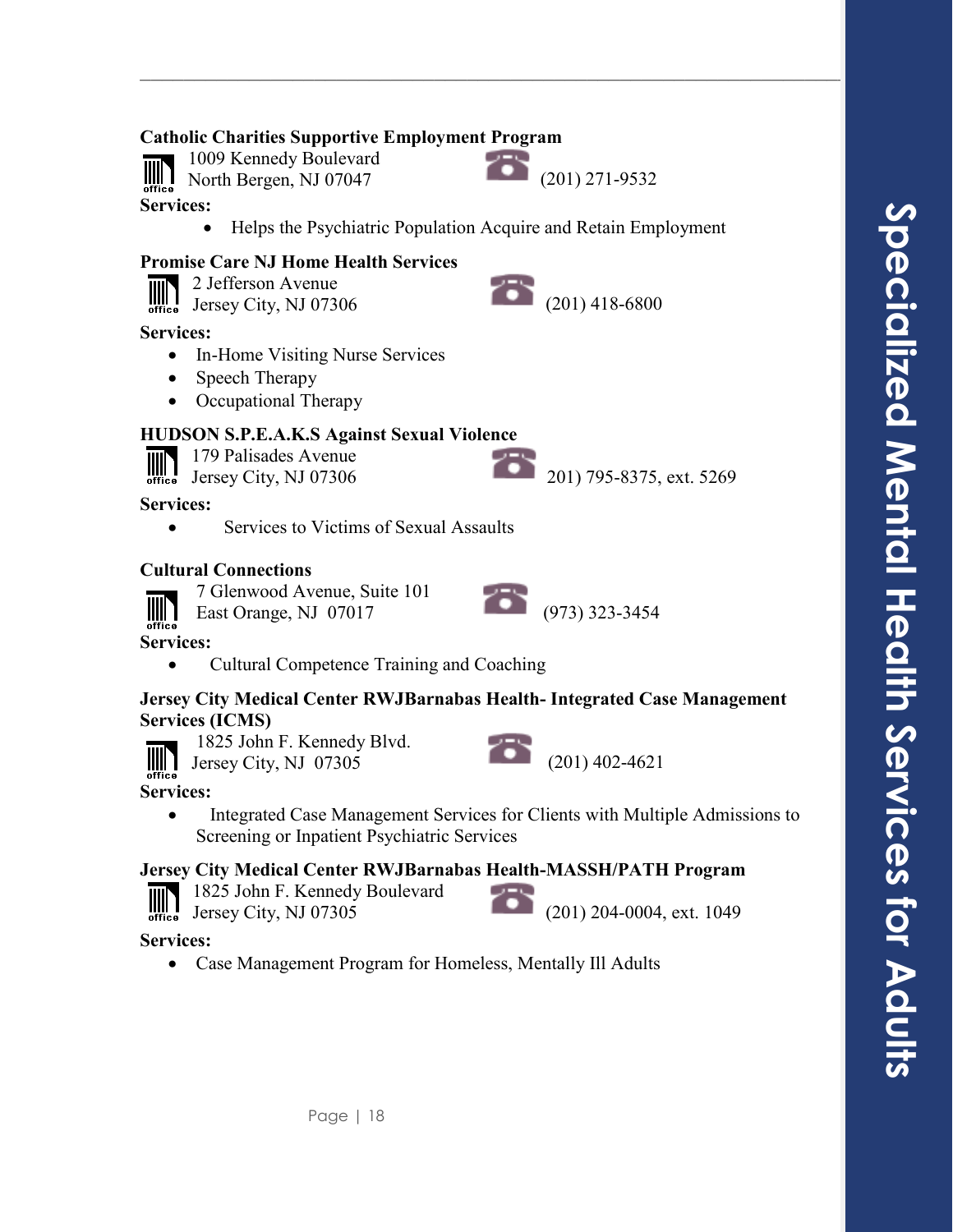**Catholic Charities Supportive Employment Program**

1009 Kennedy Boulevard
North Bergen, NJ 07047 (201) 271-9532

**Services:**

- Helps the Psychiatric Population Acquire and Retain Employment

**Promise Care NJ Home Health Services**

2 Jefferson Avenue
Jersey City, NJ 07306 (201) 418-6800

**Services:**

- In-Home Visiting Nurse Services
- Speech Therapy
- Occupational Therapy

**HUDSON S.P.E.A.K.S Against Sexual Violence**

179 Palisades Avenue
Jersey City, NJ 07306 201) 795-8375, ext. 5269

**Services:**

- Services to Victims of Sexual Assaults

**Cultural Connections**

7 Glenwood Avenue, Suite 101
East Orange, NJ 07017 (973) 323-3454

**Services:**

- Cultural Competence Training and Coaching

**Jersey City Medical Center RWJBarnabas Health- Integrated Case Management Services (ICMS)**

1825 John F. Kennedy Blvd.
Jersey City, NJ 07305 (201) 402-4621

**Services:**

- Integrated Case Management Services for Clients with Multiple Admissions to Screening or Inpatient Psychiatric Services

**Jersey City Medical Center RWJBarnabas Health-MASSH/PATH Program**

1825 John F. Kennedy Boulevard
Jersey City, NJ 07305 (201) 204-0004, ext. 1049

**Services:**

- Case Management Program for Homeless, Mentally Ill Adults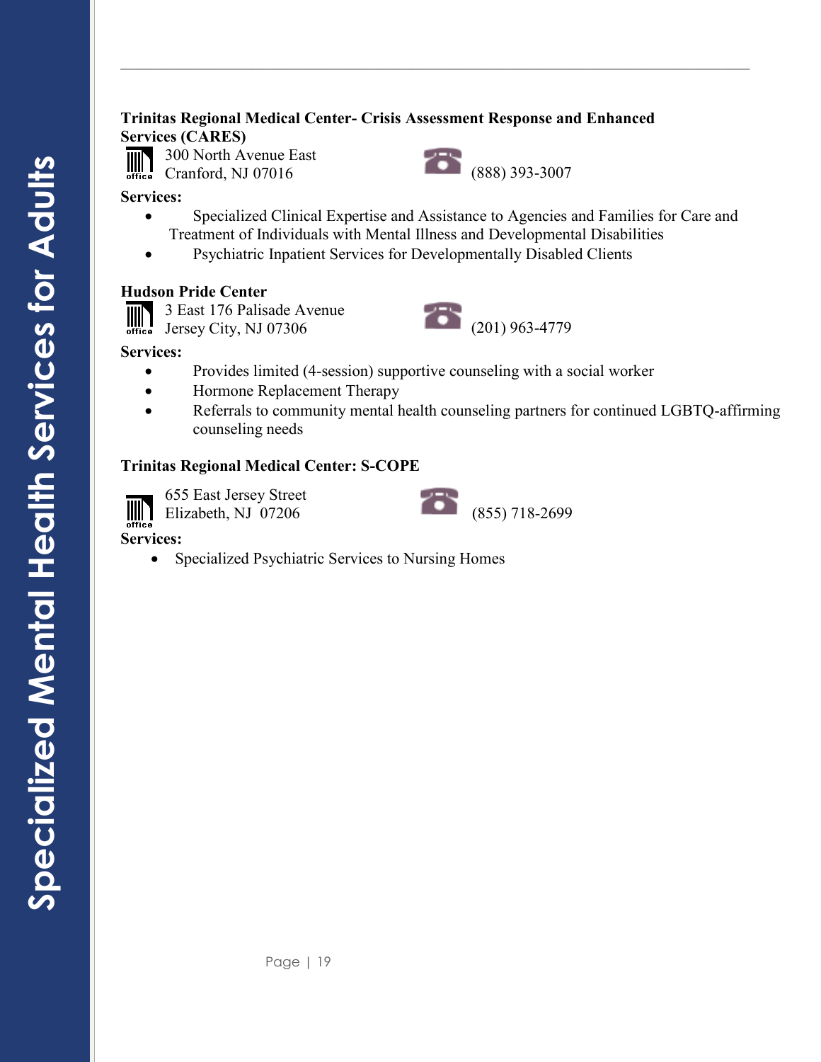### Trinitas Regional Medical Center- Crisis Assessment Response and Enhanced Services (CARES)

300 North Avenue East
Cranford, NJ 07016

(888) 393-3007

**Services:**

- Specialized Clinical Expertise and Assistance to Agencies and Families for Care and Treatment of Individuals with Mental Illness and Developmental Disabilities
- Psychiatric Inpatient Services for Developmentally Disabled Clients

### Hudson Pride Center

3 East 176 Palisade Avenue
Jersey City, NJ 07306

(201) 963-4779

**Services:**

- Provides limited (4-session) supportive counseling with a social worker
- Hormone Replacement Therapy
- Referrals to community mental health counseling partners for continued LGBTQ-affirming counseling needs

### Trinitas Regional Medical Center: S-COPE

655 East Jersey Street
Elizabeth, NJ 07206

(855) 718-2699

**Services:**

- Specialized Psychiatric Services to Nursing Homes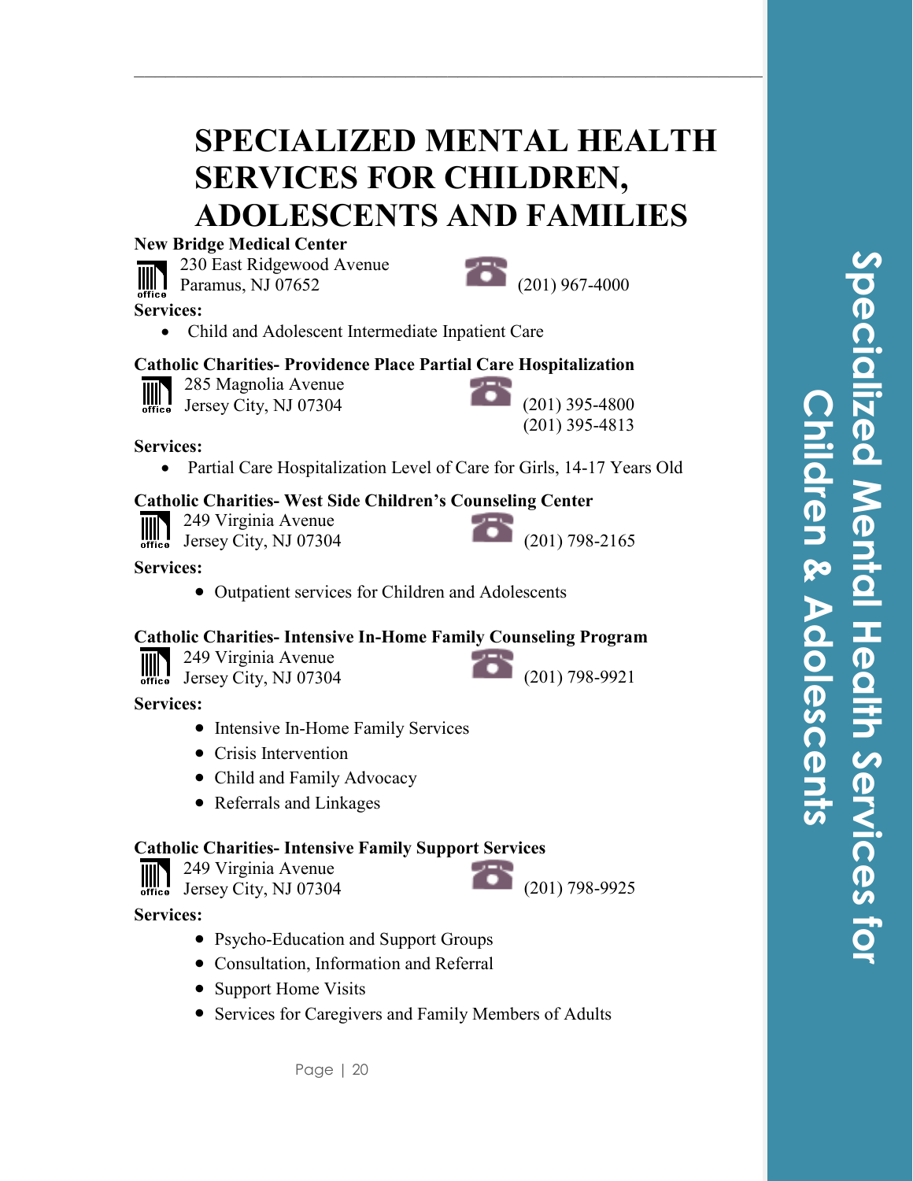# SPECIALIZED MENTAL HEALTH SERVICES FOR CHILDREN, ADOLESCENTS AND FAMILIES

**New Bridge Medical Center**

230 East Ridgewood Avenue
Paramus, NJ 07652
(201) 967-4000

**Services:**

- Child and Adolescent Intermediate Inpatient Care

**Catholic Charities- Providence Place Partial Care Hospitalization**

285 Magnolia Avenue
Jersey City, NJ 07304
(201) 395-4800
(201) 395-4813

**Services:**

- Partial Care Hospitalization Level of Care for Girls, 14-17 Years Old

**Catholic Charities- West Side Children's Counseling Center**

249 Virginia Avenue
Jersey City, NJ 07304
(201) 798-2165

**Services:**

- Outpatient services for Children and Adolescents

**Catholic Charities- Intensive In-Home Family Counseling Program**

249 Virginia Avenue
Jersey City, NJ 07304
(201) 798-9921

**Services:**

- Intensive In-Home Family Services
- Crisis Intervention
- Child and Family Advocacy
- Referrals and Linkages

**Catholic Charities- Intensive Family Support Services**

249 Virginia Avenue
Jersey City, NJ 07304
(201) 798-9925

**Services:**

- Psycho-Education and Support Groups
- Consultation, Information and Referral
- Support Home Visits
- Services for Caregivers and Family Members of Adults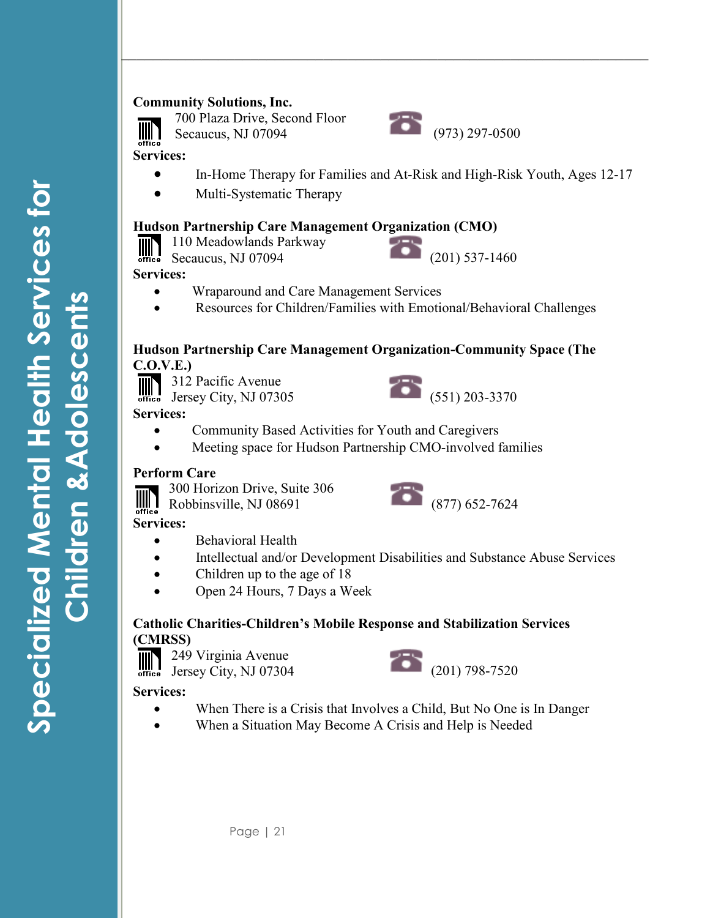# Specialized Mental Health Services for Children & Adolescents

**Community Solutions, Inc.**

700 Plaza Drive, Second Floor
Secaucus, NJ 07094

(973) 297-0500

**Services:**

- In-Home Therapy for Families and At-Risk and High-Risk Youth, Ages 12-17
- Multi-Systematic Therapy

**Hudson Partnership Care Management Organization (CMO)**

110 Meadowlands Parkway
Secaucus, NJ 07094

(201) 537-1460

**Services:**

- Wraparound and Care Management Services
- Resources for Children/Families with Emotional/Behavioral Challenges

**Hudson Partnership Care Management Organization-Community Space (The C.O.V.E.)**

312 Pacific Avenue
Jersey City, NJ 07305

(551) 203-3370

**Services:**

- Community Based Activities for Youth and Caregivers
- Meeting space for Hudson Partnership CMO-involved families

**Perform Care**

300 Horizon Drive, Suite 306
Robbinsville, NJ 08691

(877) 652-7624

**Services:**

- Behavioral Health
- Intellectual and/or Development Disabilities and Substance Abuse Services
- Children up to the age of 18
- Open 24 Hours, 7 Days a Week

**Catholic Charities-Children's Mobile Response and Stabilization Services (CMRSS)**

249 Virginia Avenue
Jersey City, NJ 07304

(201) 798-7520

**Services:**

- When There is a Crisis that Involves a Child, But No One is In Danger
- When a Situation May Become A Crisis and Help is Needed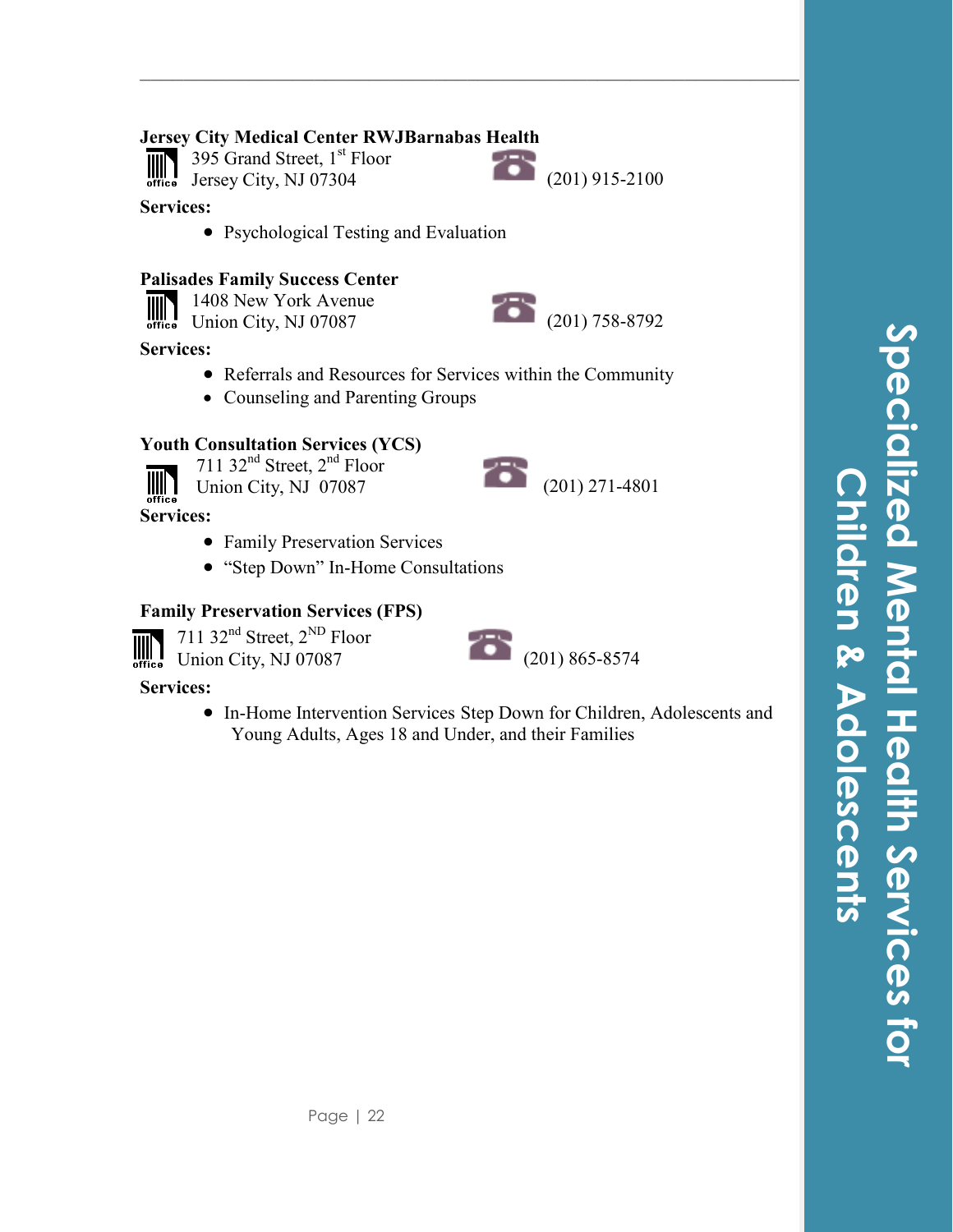**Jersey City Medical Center RWJBarnabas Health**

395 Grand Street, 1st Floor
Jersey City, NJ 07304

(201) 915-2100

**Services:**

- Psychological Testing and Evaluation

**Palisades Family Success Center**

1408 New York Avenue
Union City, NJ 07087

(201) 758-8792

**Services:**

- Referrals and Resources for Services within the Community
- Counseling and Parenting Groups

**Youth Consultation Services (YCS)**

711 32nd Street, 2nd Floor
Union City, NJ 07087

(201) 271-4801

**Services:**

- Family Preservation Services
- "Step Down" In-Home Consultations

**Family Preservation Services (FPS)**

711 32nd Street, 2ND Floor
Union City, NJ 07087

(201) 865-8574

**Services:**

- In-Home Intervention Services Step Down for Children, Adolescents and Young Adults, Ages 18 and Under, and their Families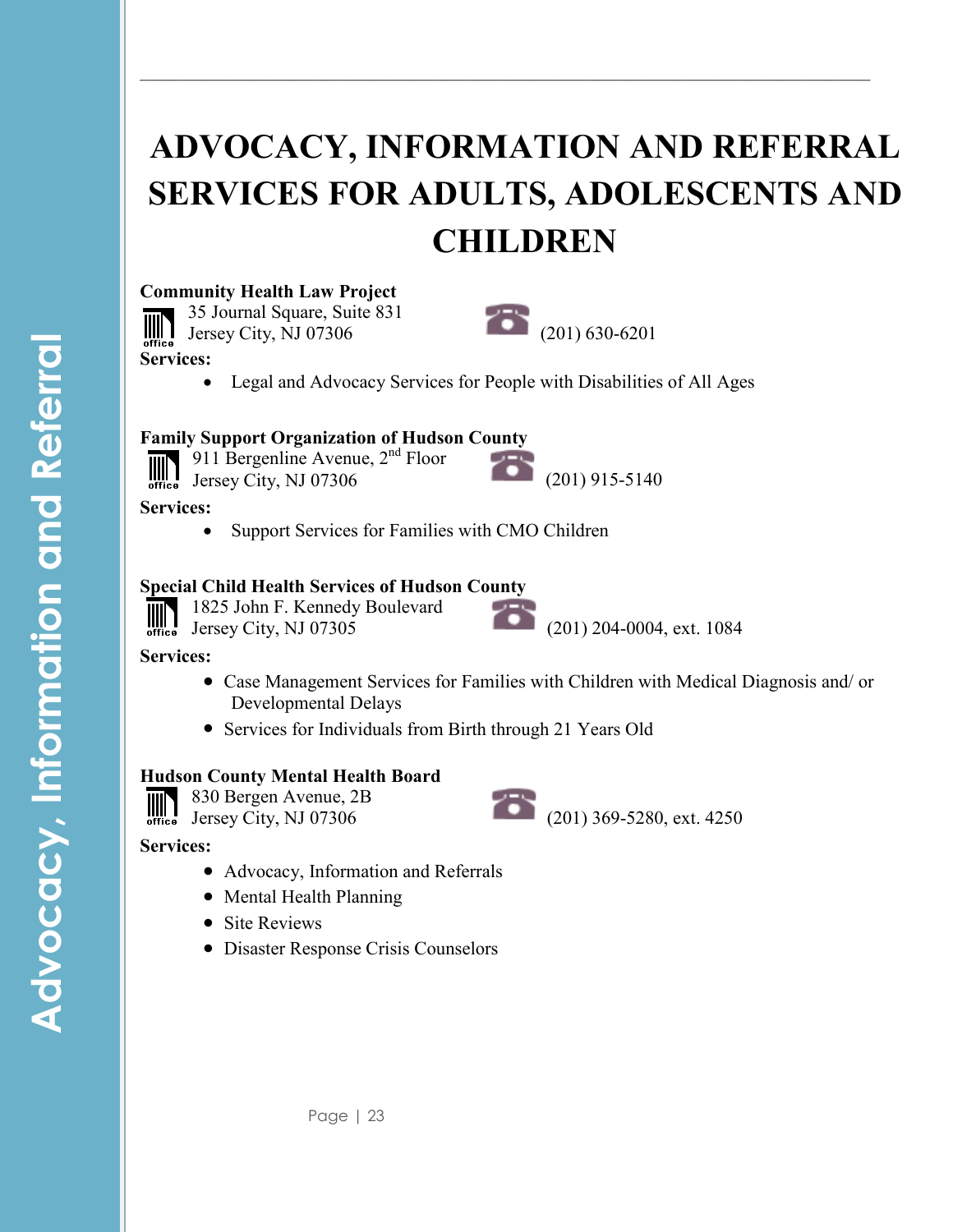# ADVOCACY, INFORMATION AND REFERRAL SERVICES FOR ADULTS, ADOLESCENTS AND CHILDREN

**Community Health Law Project**
35 Journal Square, Suite 831
Jersey City, NJ 07306
(201) 630-6201

**Services:**

- Legal and Advocacy Services for People with Disabilities of All Ages

**Family Support Organization of Hudson County**
911 Bergenline Avenue, 2nd Floor
Jersey City, NJ 07306
(201) 915-5140

**Services:**

- Support Services for Families with CMO Children

**Special Child Health Services of Hudson County**
1825 John F. Kennedy Boulevard
Jersey City, NJ 07305
(201) 204-0004, ext. 1084

**Services:**

- Case Management Services for Families with Children with Medical Diagnosis and/ or Developmental Delays
- Services for Individuals from Birth through 21 Years Old

**Hudson County Mental Health Board**
830 Bergen Avenue, 2B
Jersey City, NJ 07306
(201) 369-5280, ext. 4250

**Services:**

- Advocacy, Information and Referrals
- Mental Health Planning
- Site Reviews
- Disaster Response Crisis Counselors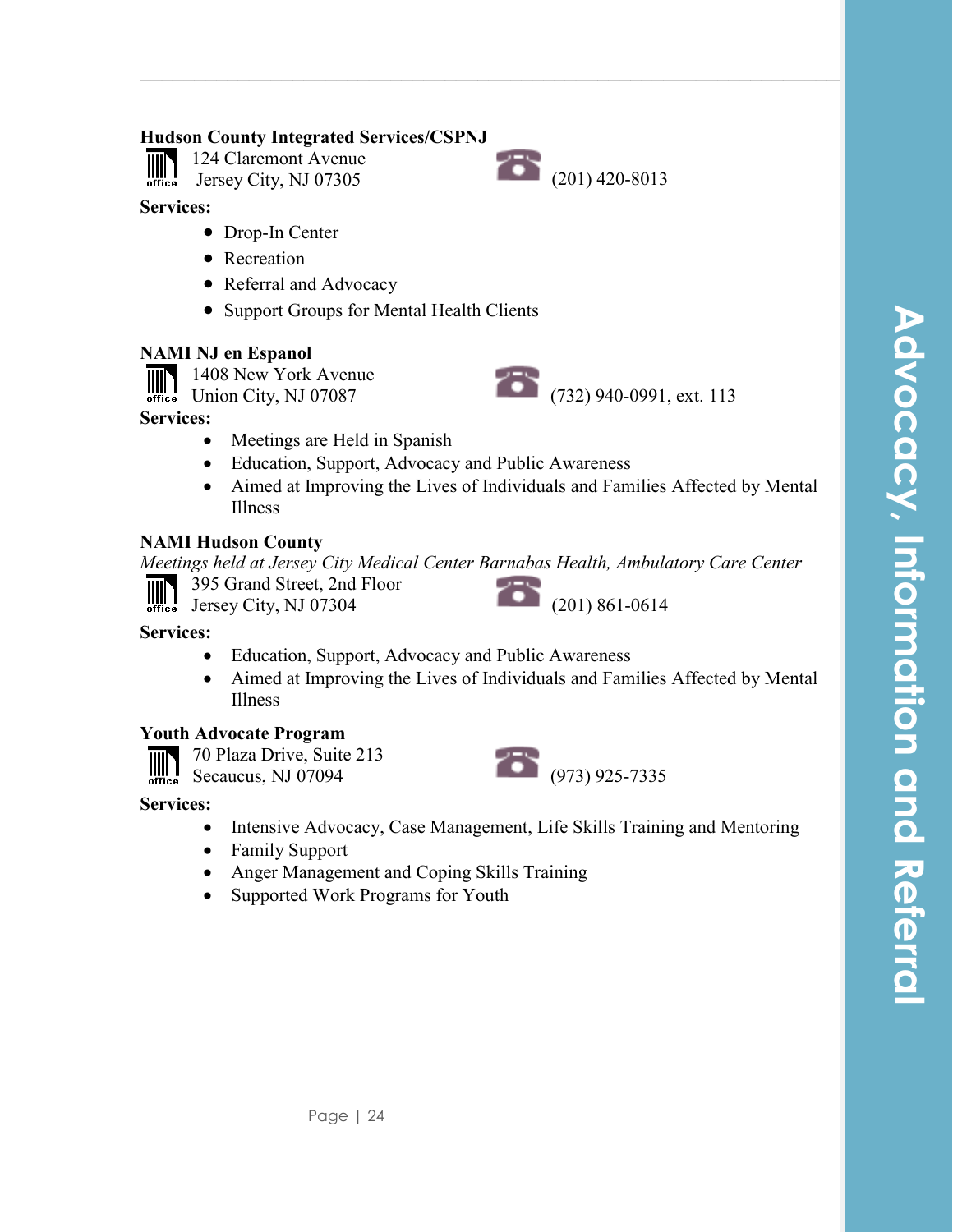### Hudson County Integrated Services/CSPNJ

124 Claremont Avenue
Jersey City, NJ 07305

(201) 420-8013

**Services:**

- Drop-In Center
- Recreation
- Referral and Advocacy
- Support Groups for Mental Health Clients

### NAMI NJ en Espanol

1408 New York Avenue
Union City, NJ 07087

(732) 940-0991, ext. 113

**Services:**

- Meetings are Held in Spanish
- Education, Support, Advocacy and Public Awareness
- Aimed at Improving the Lives of Individuals and Families Affected by Mental Illness

### NAMI Hudson County

*Meetings held at Jersey City Medical Center Barnabas Health, Ambulatory Care Center*

395 Grand Street, 2nd Floor
Jersey City, NJ 07304

(201) 861-0614

**Services:**

- Education, Support, Advocacy and Public Awareness
- Aimed at Improving the Lives of Individuals and Families Affected by Mental Illness

### Youth Advocate Program

70 Plaza Drive, Suite 213
Secaucus, NJ 07094

(973) 925-7335

**Services:**

- Intensive Advocacy, Case Management, Life Skills Training and Mentoring
- Family Support
- Anger Management and Coping Skills Training
- Supported Work Programs for Youth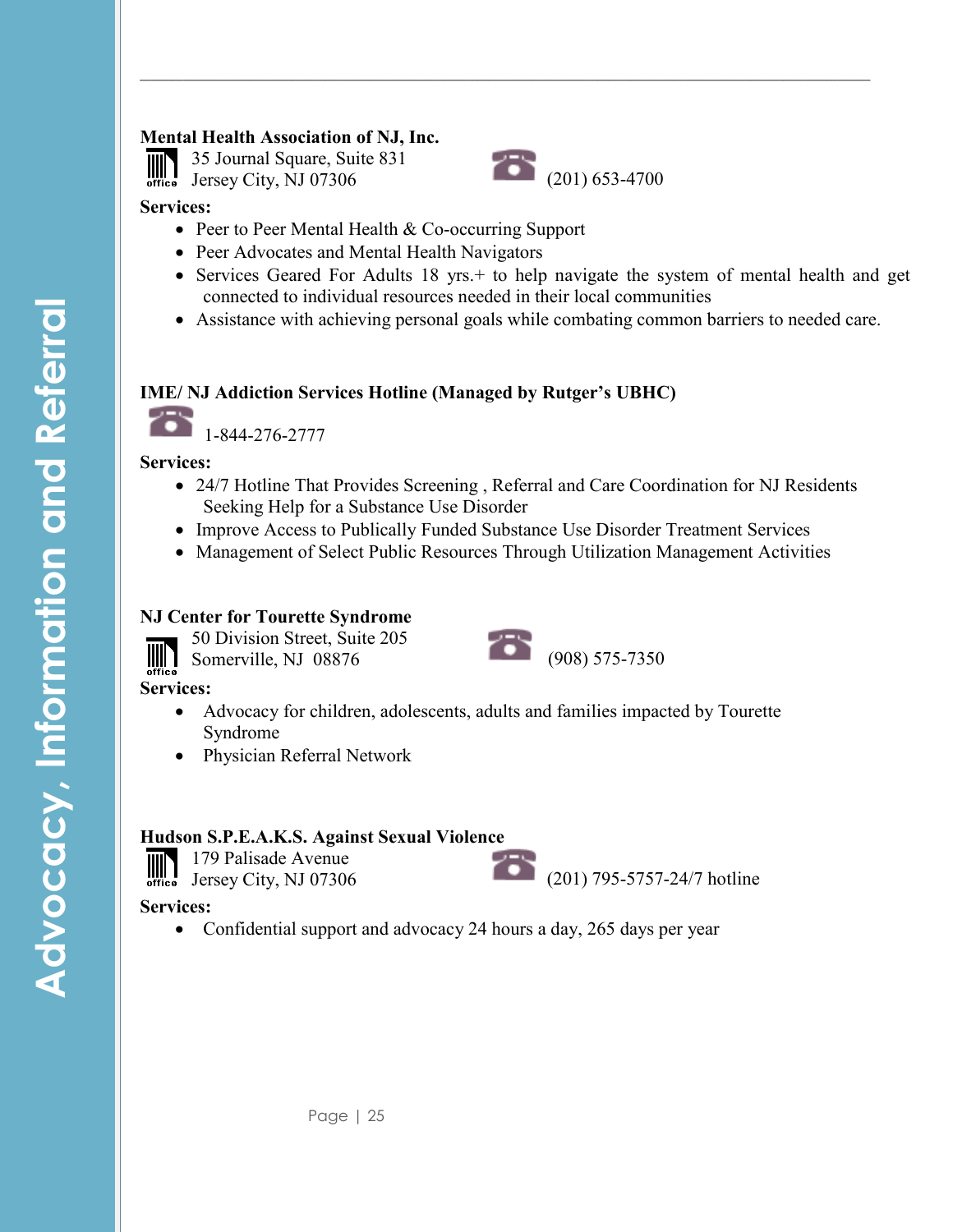**Mental Health Association of NJ, Inc.**

office 35 Journal Square, Suite 831
Jersey City, NJ 07306

(201) 653-4700

**Services:**

- Peer to Peer Mental Health & Co-occurring Support
- Peer Advocates and Mental Health Navigators
- Services Geared For Adults 18 yrs.+ to help navigate the system of mental health and get connected to individual resources needed in their local communities
- Assistance with achieving personal goals while combating common barriers to needed care.

**IME/ NJ Addiction Services Hotline (Managed by Rutger's UBHC)**

1-844-276-2777

**Services:**

- 24/7 Hotline That Provides Screening , Referral and Care Coordination for NJ Residents Seeking Help for a Substance Use Disorder
- Improve Access to Publically Funded Substance Use Disorder Treatment Services
- Management of Select Public Resources Through Utilization Management Activities

**NJ Center for Tourette Syndrome**

office 50 Division Street, Suite 205
Somerville, NJ 08876

(908) 575-7350

**Services:**

- Advocacy for children, adolescents, adults and families impacted by Tourette Syndrome
- Physician Referral Network

**Hudson S.P.E.A.K.S. Against Sexual Violence**

office 179 Palisade Avenue
Jersey City, NJ 07306

(201) 795-5757-24/7 hotline

**Services:**

- Confidential support and advocacy 24 hours a day, 265 days per year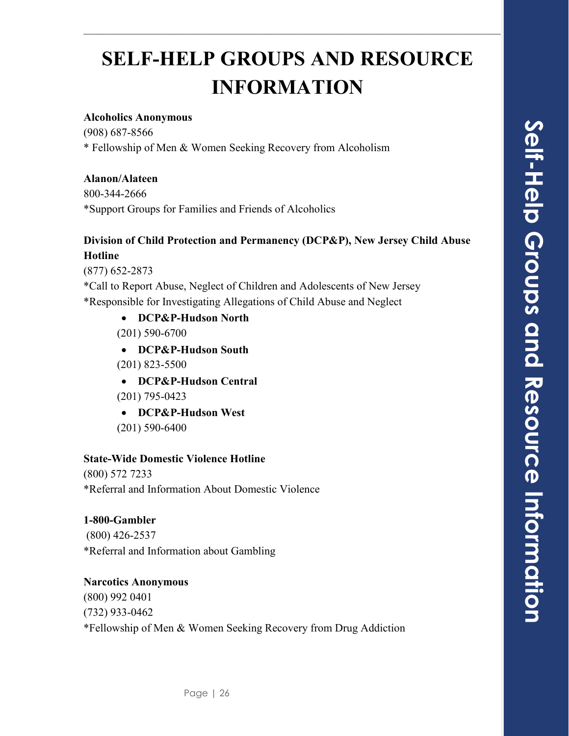# SELF-HELP GROUPS AND RESOURCE INFORMATION

**Alcoholics Anonymous**
(908) 687-8566
* Fellowship of Men & Women Seeking Recovery from Alcoholism

**Alanon/Alateen**
800-344-2666
*Support Groups for Families and Friends of Alcoholics

**Division of Child Protection and Permanency (DCP&P), New Jersey Child Abuse Hotline**
(877) 652-2873
*Call to Report Abuse, Neglect of Children and Adolescents of New Jersey
*Responsible for Investigating Allegations of Child Abuse and Neglect

- **DCP&P-Hudson North**
  (201) 590-6700
- **DCP&P-Hudson South**
  (201) 823-5500
- **DCP&P-Hudson Central**
  (201) 795-0423
- **DCP&P-Hudson West**
  (201) 590-6400

**State-Wide Domestic Violence Hotline**
(800) 572 7233
*Referral and Information About Domestic Violence

**1-800-Gambler**
(800) 426-2537
*Referral and Information about Gambling

**Narcotics Anonymous**
(800) 992 0401
(732) 933-0462
*Fellowship of Men & Women Seeking Recovery from Drug Addiction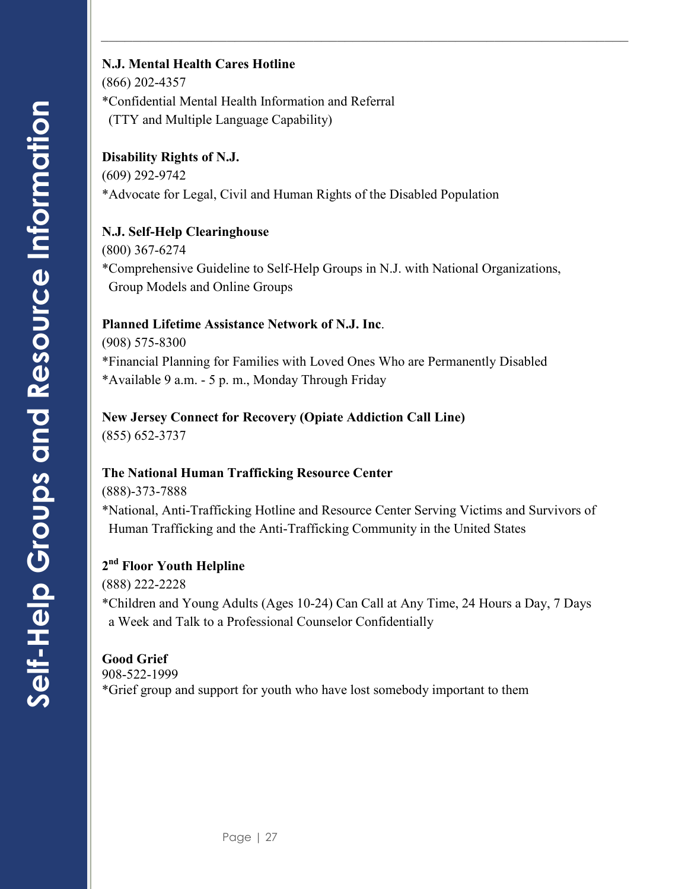**N.J. Mental Health Cares Hotline**
(866) 202-4357
*Confidential Mental Health Information and Referral
(TTY and Multiple Language Capability)

**Disability Rights of N.J.**
(609) 292-9742
*Advocate for Legal, Civil and Human Rights of the Disabled Population

**N.J. Self-Help Clearinghouse**
(800) 367-6274
*Comprehensive Guideline to Self-Help Groups in N.J. with National Organizations, Group Models and Online Groups

**Planned Lifetime Assistance Network of N.J. Inc**.
(908) 575-8300
*Financial Planning for Families with Loved Ones Who are Permanently Disabled
*Available 9 a.m. - 5 p. m., Monday Through Friday

**New Jersey Connect for Recovery (Opiate Addiction Call Line)**
(855) 652-3737

**The National Human Trafficking Resource Center**
(888)-373-7888
*National, Anti-Trafficking Hotline and Resource Center Serving Victims and Survivors of Human Trafficking and the Anti-Trafficking Community in the United States

**2nd Floor Youth Helpline**
(888) 222-2228
*Children and Young Adults (Ages 10-24) Can Call at Any Time, 24 Hours a Day, 7 Days a Week and Talk to a Professional Counselor Confidentially

**Good Grief**
908-522-1999
*Grief group and support for youth who have lost somebody important to them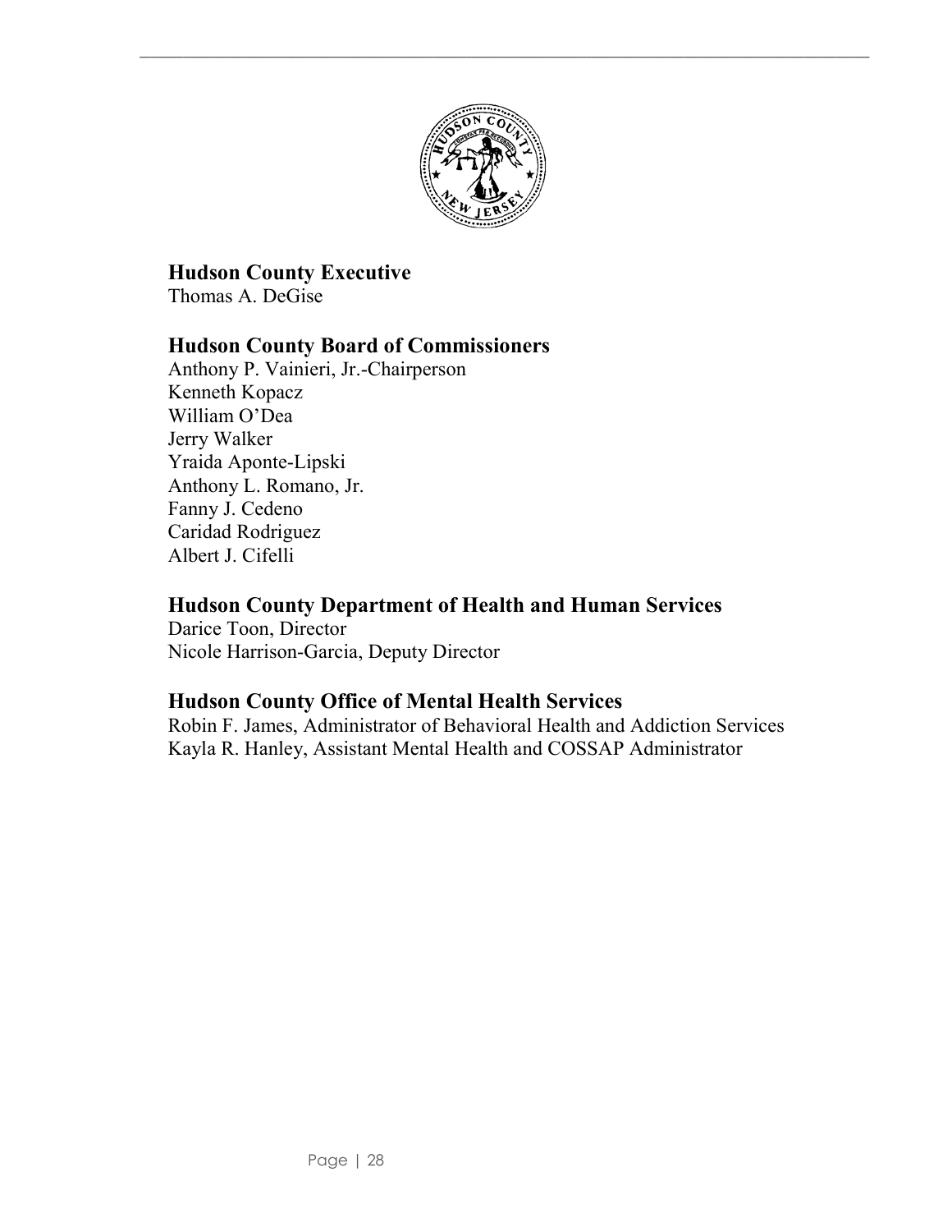## Hudson County Executive

Thomas A. DeGise

## Hudson County Board of Commissioners

Anthony P. Vainieri, Jr.-Chairperson
Kenneth Kopacz
William O'Dea
Jerry Walker
Yraida Aponte-Lipski
Anthony L. Romano, Jr.
Fanny J. Cedeno
Caridad Rodriguez
Albert J. Cifelli

## Hudson County Department of Health and Human Services

Darice Toon, Director
Nicole Harrison-Garcia, Deputy Director

## Hudson County Office of Mental Health Services

Robin F. James, Administrator of Behavioral Health and Addiction Services
Kayla R. Hanley, Assistant Mental Health and COSSAP Administrator